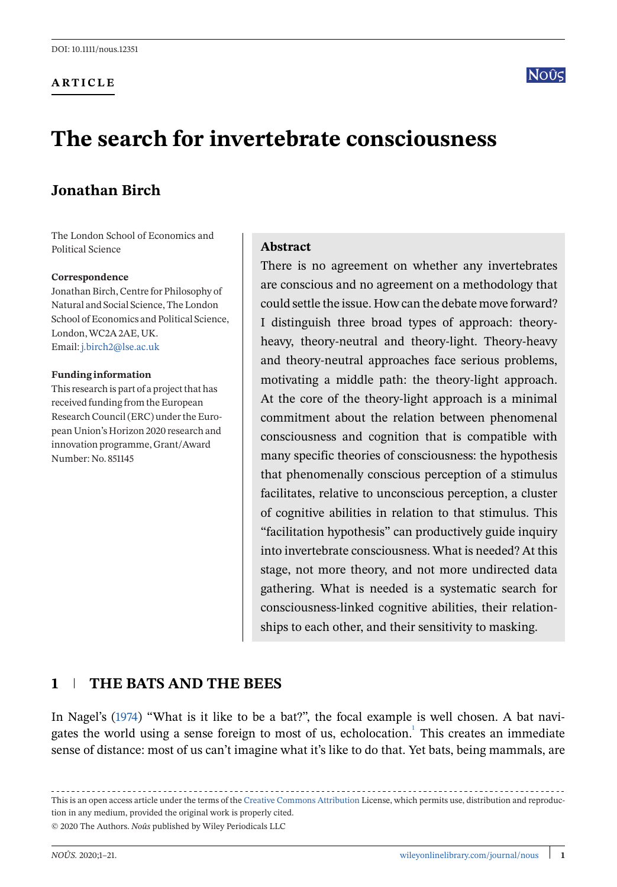DOI: 10.1111/nous.12351

**ARTICLE**

# The search for invertebrate consciousness

**Jonathan Birch**

The London School of Economics and Political Science

**Correspondence**
Jonathan Birch, Centre for Philosophy of Natural and Social Science, The London School of Economics and Political Science, London, WC2A 2AE, UK.
Email: j.birch2@lse.ac.uk

**Funding information**
This research is part of a project that has received funding from the European Research Council (ERC) under the European Union's Horizon 2020 research and innovation programme, Grant/Award Number: No. 851145

**Abstract**

There is no agreement on whether any invertebrates are conscious and no agreement on a methodology that could settle the issue. How can the debate move forward? I distinguish three broad types of approach: theory-heavy, theory-neutral and theory-light. Theory-heavy and theory-neutral approaches face serious problems, motivating a middle path: the theory-light approach. At the core of the theory-light approach is a minimal commitment about the relation between phenomenal consciousness and cognition that is compatible with many specific theories of consciousness: the hypothesis that phenomenally conscious perception of a stimulus facilitates, relative to unconscious perception, a cluster of cognitive abilities in relation to that stimulus. This "facilitation hypothesis" can productively guide inquiry into invertebrate consciousness. What is needed? At this stage, not more theory, and not more undirected data gathering. What is needed is a systematic search for consciousness-linked cognitive abilities, their relationships to each other, and their sensitivity to masking.

## 1 THE BATS AND THE BEES

In Nagel's (1974) "What is it like to be a bat?", the focal example is well chosen. A bat navigates the world using a sense foreign to most of us, echolocation.[1] This creates an immediate sense of distance: most of us can't imagine what it's like to do that. Yet bats, being mammals, are

This is an open access article under the terms of the Creative Commons Attribution License, which permits use, distribution and reproduction in any medium, provided the original work is properly cited.
© 2020 The Authors. *Noûs* published by Wiley Periodicals LLC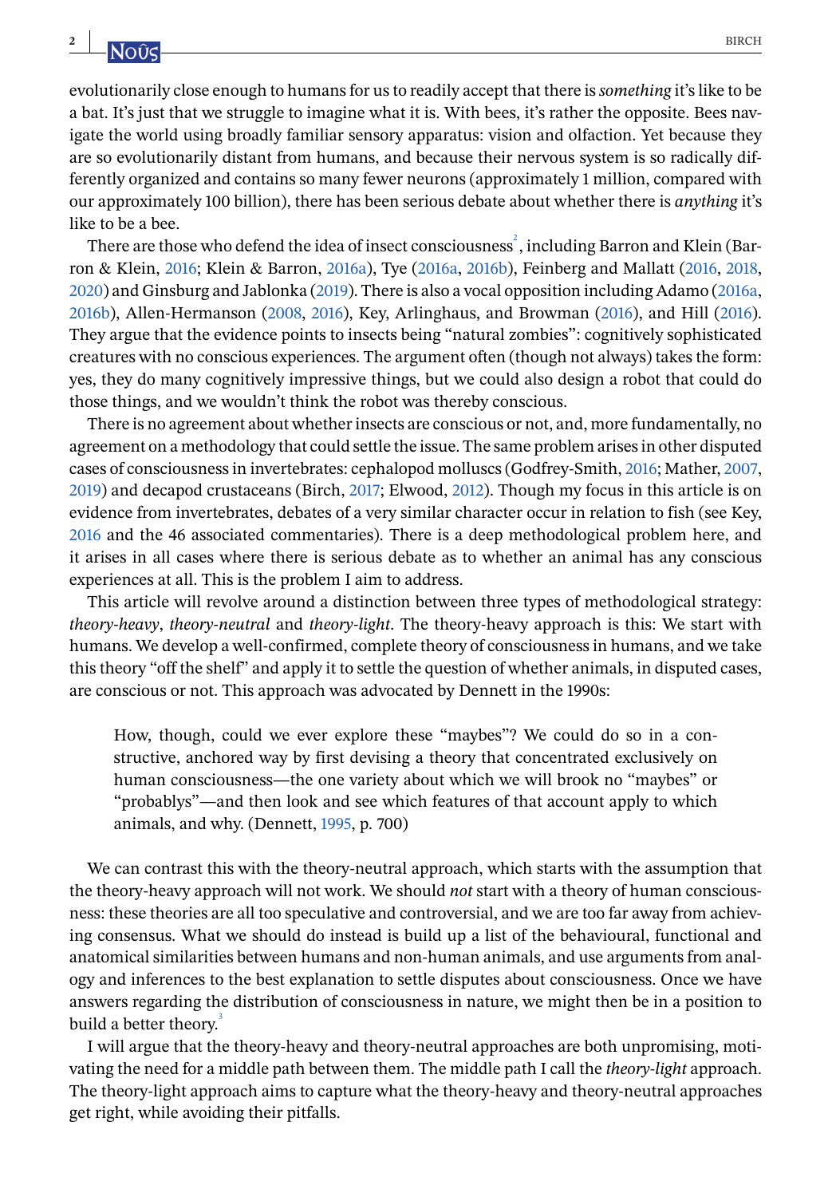evolutionarily close enough to humans for us to readily accept that there is *something* it's like to be a bat. It's just that we struggle to imagine what it is. With bees, it's rather the opposite. Bees navigate the world using broadly familiar sensory apparatus: vision and olfaction. Yet because they are so evolutionarily distant from humans, and because their nervous system is so radically differently organized and contains so many fewer neurons (approximately 1 million, compared with our approximately 100 billion), there has been serious debate about whether there is *anything* it's like to be a bee.

There are those who defend the idea of insect consciousness[2], including Barron and Klein (Barron & Klein, 2016; Klein & Barron, 2016a), Tye (2016a, 2016b), Feinberg and Mallatt (2016, 2018, 2020) and Ginsburg and Jablonka (2019). There is also a vocal opposition including Adamo (2016a, 2016b), Allen-Hermanson (2008, 2016), Key, Arlinghaus, and Browman (2016), and Hill (2016). They argue that the evidence points to insects being "natural zombies": cognitively sophisticated creatures with no conscious experiences. The argument often (though not always) takes the form: yes, they do many cognitively impressive things, but we could also design a robot that could do those things, and we wouldn't think the robot was thereby conscious.

There is no agreement about whether insects are conscious or not, and, more fundamentally, no agreement on a methodology that could settle the issue. The same problem arises in other disputed cases of consciousness in invertebrates: cephalopod molluscs (Godfrey-Smith, 2016; Mather, 2007, 2019) and decapod crustaceans (Birch, 2017; Elwood, 2012). Though my focus in this article is on evidence from invertebrates, debates of a very similar character occur in relation to fish (see Key, 2016 and the 46 associated commentaries). There is a deep methodological problem here, and it arises in all cases where there is serious debate as to whether an animal has any conscious experiences at all. This is the problem I aim to address.

This article will revolve around a distinction between three types of methodological strategy: *theory-heavy*, *theory-neutral* and *theory-light*. The theory-heavy approach is this: We start with humans. We develop a well-confirmed, complete theory of consciousness in humans, and we take this theory "off the shelf" and apply it to settle the question of whether animals, in disputed cases, are conscious or not. This approach was advocated by Dennett in the 1990s:

> How, though, could we ever explore these "maybes"? We could do so in a constructive, anchored way by first devising a theory that concentrated exclusively on human consciousness—the one variety about which we will brook no "maybes" or "probablys"—and then look and see which features of that account apply to which animals, and why. (Dennett, 1995, p. 700)

We can contrast this with the theory-neutral approach, which starts with the assumption that the theory-heavy approach will not work. We should *not* start with a theory of human consciousness: these theories are all too speculative and controversial, and we are too far away from achieving consensus. What we should do instead is build up a list of the behavioural, functional and anatomical similarities between humans and non-human animals, and use arguments from analogy and inferences to the best explanation to settle disputes about consciousness. Once we have answers regarding the distribution of consciousness in nature, we might then be in a position to build a better theory.[3]

I will argue that the theory-heavy and theory-neutral approaches are both unpromising, motivating the need for a middle path between them. The middle path I call the *theory-light* approach. The theory-light approach aims to capture what the theory-heavy and theory-neutral approaches get right, while avoiding their pitfalls.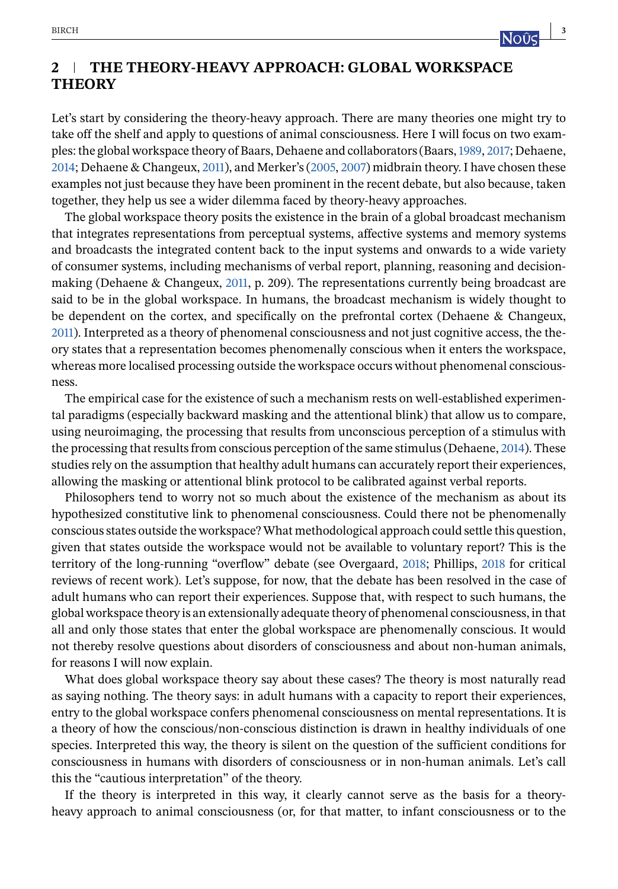## 2 | THE THEORY-HEAVY APPROACH: GLOBAL WORKSPACE THEORY

Let's start by considering the theory-heavy approach. There are many theories one might try to take off the shelf and apply to questions of animal consciousness. Here I will focus on two examples: the global workspace theory of Baars, Dehaene and collaborators (Baars, 1989, 2017; Dehaene, 2014; Dehaene & Changeux, 2011), and Merker's (2005, 2007) midbrain theory. I have chosen these examples not just because they have been prominent in the recent debate, but also because, taken together, they help us see a wider dilemma faced by theory-heavy approaches.

The global workspace theory posits the existence in the brain of a global broadcast mechanism that integrates representations from perceptual systems, affective systems and memory systems and broadcasts the integrated content back to the input systems and onwards to a wide variety of consumer systems, including mechanisms of verbal report, planning, reasoning and decision-making (Dehaene & Changeux, 2011, p. 209). The representations currently being broadcast are said to be in the global workspace. In humans, the broadcast mechanism is widely thought to be dependent on the cortex, and specifically on the prefrontal cortex (Dehaene & Changeux, 2011). Interpreted as a theory of phenomenal consciousness and not just cognitive access, the theory states that a representation becomes phenomenally conscious when it enters the workspace, whereas more localised processing outside the workspace occurs without phenomenal consciousness.

The empirical case for the existence of such a mechanism rests on well-established experimental paradigms (especially backward masking and the attentional blink) that allow us to compare, using neuroimaging, the processing that results from unconscious perception of a stimulus with the processing that results from conscious perception of the same stimulus (Dehaene, 2014). These studies rely on the assumption that healthy adult humans can accurately report their experiences, allowing the masking or attentional blink protocol to be calibrated against verbal reports.

Philosophers tend to worry not so much about the existence of the mechanism as about its hypothesized constitutive link to phenomenal consciousness. Could there not be phenomenally conscious states outside the workspace? What methodological approach could settle this question, given that states outside the workspace would not be available to voluntary report? This is the territory of the long-running "overflow" debate (see Overgaard, 2018; Phillips, 2018 for critical reviews of recent work). Let's suppose, for now, that the debate has been resolved in the case of adult humans who can report their experiences. Suppose that, with respect to such humans, the global workspace theory is an extensionally adequate theory of phenomenal consciousness, in that all and only those states that enter the global workspace are phenomenally conscious. It would not thereby resolve questions about disorders of consciousness and about non-human animals, for reasons I will now explain.

What does global workspace theory say about these cases? The theory is most naturally read as saying nothing. The theory says: in adult humans with a capacity to report their experiences, entry to the global workspace confers phenomenal consciousness on mental representations. It is a theory of how the conscious/non-conscious distinction is drawn in healthy individuals of one species. Interpreted this way, the theory is silent on the question of the sufficient conditions for consciousness in humans with disorders of consciousness or in non-human animals. Let's call this the "cautious interpretation" of the theory.

If the theory is interpreted in this way, it clearly cannot serve as the basis for a theory-heavy approach to animal consciousness (or, for that matter, to infant consciousness or to the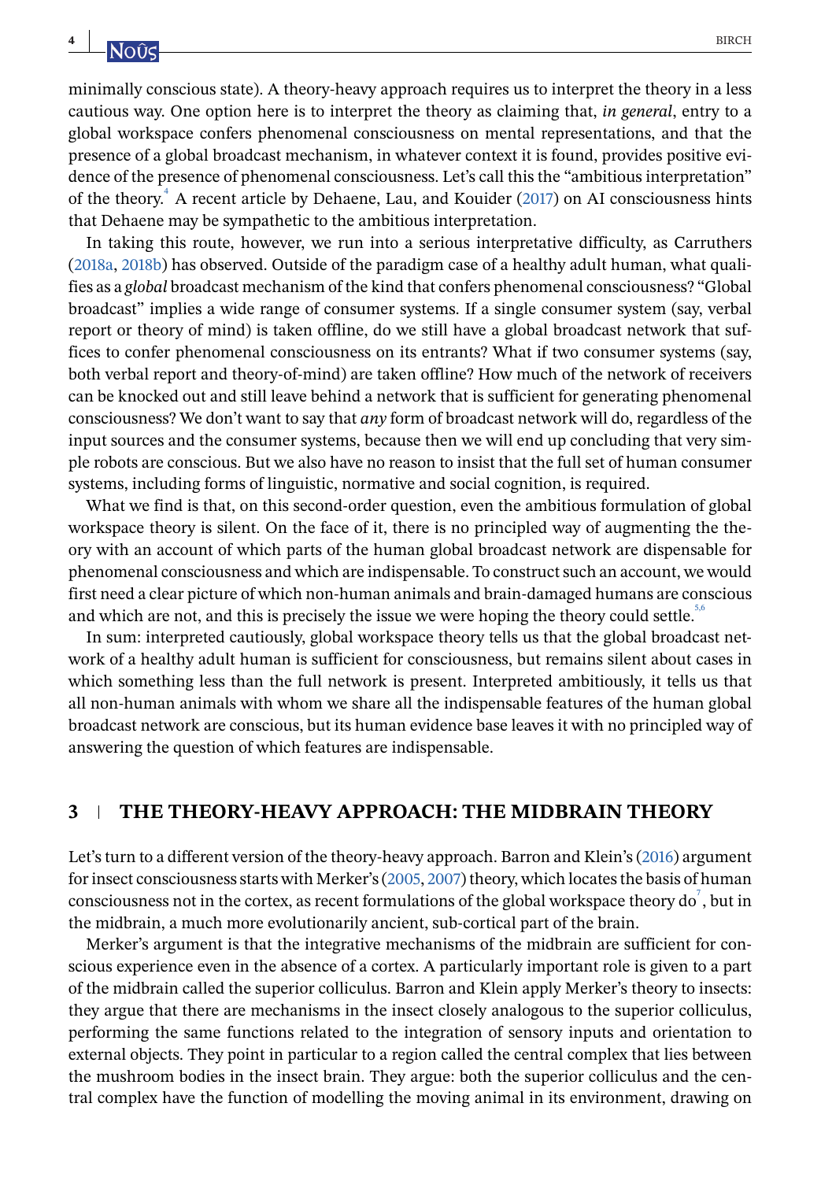minimally conscious state). A theory-heavy approach requires us to interpret the theory in a less cautious way. One option here is to interpret the theory as claiming that, *in general*, entry to a global workspace confers phenomenal consciousness on mental representations, and that the presence of a global broadcast mechanism, in whatever context it is found, provides positive evidence of the presence of phenomenal consciousness. Let's call this the "ambitious interpretation" of the theory.[4] A recent article by Dehaene, Lau, and Kouider (2017) on AI consciousness hints that Dehaene may be sympathetic to the ambitious interpretation.

In taking this route, however, we run into a serious interpretative difficulty, as Carruthers (2018a, 2018b) has observed. Outside of the paradigm case of a healthy adult human, what qualifies as a *global* broadcast mechanism of the kind that confers phenomenal consciousness? "Global broadcast" implies a wide range of consumer systems. If a single consumer system (say, verbal report or theory of mind) is taken offline, do we still have a global broadcast network that suffices to confer phenomenal consciousness on its entrants? What if two consumer systems (say, both verbal report and theory-of-mind) are taken offline? How much of the network of receivers can be knocked out and still leave behind a network that is sufficient for generating phenomenal consciousness? We don't want to say that *any* form of broadcast network will do, regardless of the input sources and the consumer systems, because then we will end up concluding that very simple robots are conscious. But we also have no reason to insist that the full set of human consumer systems, including forms of linguistic, normative and social cognition, is required.

What we find is that, on this second-order question, even the ambitious formulation of global workspace theory is silent. On the face of it, there is no principled way of augmenting the theory with an account of which parts of the human global broadcast network are dispensable for phenomenal consciousness and which are indispensable. To construct such an account, we would first need a clear picture of which non-human animals and brain-damaged humans are conscious and which are not, and this is precisely the issue we were hoping the theory could settle.[5,6]

In sum: interpreted cautiously, global workspace theory tells us that the global broadcast network of a healthy adult human is sufficient for consciousness, but remains silent about cases in which something less than the full network is present. Interpreted ambitiously, it tells us that all non-human animals with whom we share all the indispensable features of the human global broadcast network are conscious, but its human evidence base leaves it with no principled way of answering the question of which features are indispensable.

## 3 | THE THEORY-HEAVY APPROACH: THE MIDBRAIN THEORY

Let's turn to a different version of the theory-heavy approach. Barron and Klein's (2016) argument for insect consciousness starts with Merker's (2005, 2007) theory, which locates the basis of human consciousness not in the cortex, as recent formulations of the global workspace theory do[7], but in the midbrain, a much more evolutionarily ancient, sub-cortical part of the brain.

Merker's argument is that the integrative mechanisms of the midbrain are sufficient for conscious experience even in the absence of a cortex. A particularly important role is given to a part of the midbrain called the superior colliculus. Barron and Klein apply Merker's theory to insects: they argue that there are mechanisms in the insect closely analogous to the superior colliculus, performing the same functions related to the integration of sensory inputs and orientation to external objects. They point in particular to a region called the central complex that lies between the mushroom bodies in the insect brain. They argue: both the superior colliculus and the central complex have the function of modelling the moving animal in its environment, drawing on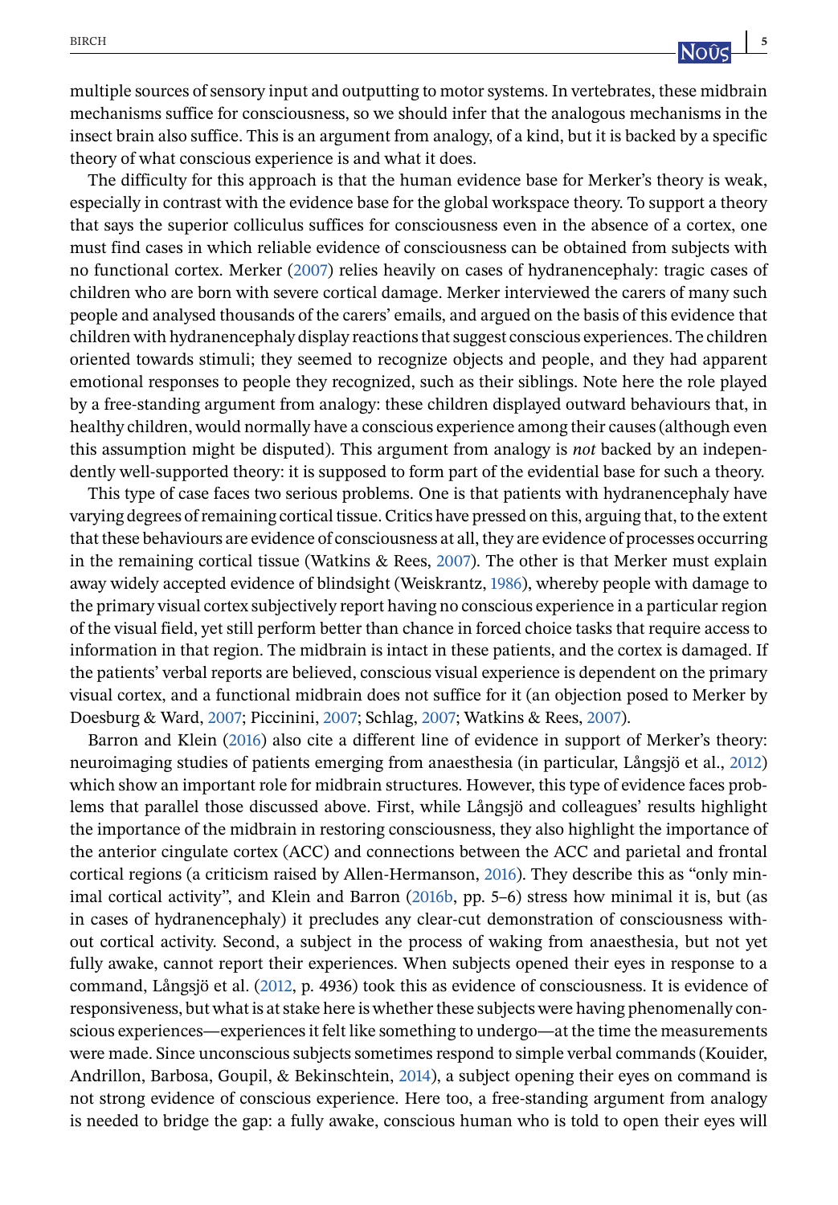multiple sources of sensory input and outputting to motor systems. In vertebrates, these midbrain mechanisms suffice for consciousness, so we should infer that the analogous mechanisms in the insect brain also suffice. This is an argument from analogy, of a kind, but it is backed by a specific theory of what conscious experience is and what it does.

The difficulty for this approach is that the human evidence base for Merker's theory is weak, especially in contrast with the evidence base for the global workspace theory. To support a theory that says the superior colliculus suffices for consciousness even in the absence of a cortex, one must find cases in which reliable evidence of consciousness can be obtained from subjects with no functional cortex. Merker (2007) relies heavily on cases of hydranencephaly: tragic cases of children who are born with severe cortical damage. Merker interviewed the carers of many such people and analysed thousands of the carers' emails, and argued on the basis of this evidence that children with hydranencephaly display reactions that suggest conscious experiences. The children oriented towards stimuli; they seemed to recognize objects and people, and they had apparent emotional responses to people they recognized, such as their siblings. Note here the role played by a free-standing argument from analogy: these children displayed outward behaviours that, in healthy children, would normally have a conscious experience among their causes (although even this assumption might be disputed). This argument from analogy is *not* backed by an independently well-supported theory: it is supposed to form part of the evidential base for such a theory.

This type of case faces two serious problems. One is that patients with hydranencephaly have varying degrees of remaining cortical tissue. Critics have pressed on this, arguing that, to the extent that these behaviours are evidence of consciousness at all, they are evidence of processes occurring in the remaining cortical tissue (Watkins & Rees, 2007). The other is that Merker must explain away widely accepted evidence of blindsight (Weiskrantz, 1986), whereby people with damage to the primary visual cortex subjectively report having no conscious experience in a particular region of the visual field, yet still perform better than chance in forced choice tasks that require access to information in that region. The midbrain is intact in these patients, and the cortex is damaged. If the patients' verbal reports are believed, conscious visual experience is dependent on the primary visual cortex, and a functional midbrain does not suffice for it (an objection posed to Merker by Doesburg & Ward, 2007; Piccinini, 2007; Schlag, 2007; Watkins & Rees, 2007).

Barron and Klein (2016) also cite a different line of evidence in support of Merker's theory: neuroimaging studies of patients emerging from anaesthesia (in particular, Långsjö et al., 2012) which show an important role for midbrain structures. However, this type of evidence faces problems that parallel those discussed above. First, while Långsjö and colleagues' results highlight the importance of the midbrain in restoring consciousness, they also highlight the importance of the anterior cingulate cortex (ACC) and connections between the ACC and parietal and frontal cortical regions (a criticism raised by Allen-Hermanson, 2016). They describe this as "only minimal cortical activity", and Klein and Barron (2016b, pp. 5–6) stress how minimal it is, but (as in cases of hydranencephaly) it precludes any clear-cut demonstration of consciousness without cortical activity. Second, a subject in the process of waking from anaesthesia, but not yet fully awake, cannot report their experiences. When subjects opened their eyes in response to a command, Långsjö et al. (2012, p. 4936) took this as evidence of consciousness. It is evidence of responsiveness, but what is at stake here is whether these subjects were having phenomenally conscious experiences—experiences it felt like something to undergo—at the time the measurements were made. Since unconscious subjects sometimes respond to simple verbal commands (Kouider, Andrillon, Barbosa, Goupil, & Bekinschtein, 2014), a subject opening their eyes on command is not strong evidence of conscious experience. Here too, a free-standing argument from analogy is needed to bridge the gap: a fully awake, conscious human who is told to open their eyes will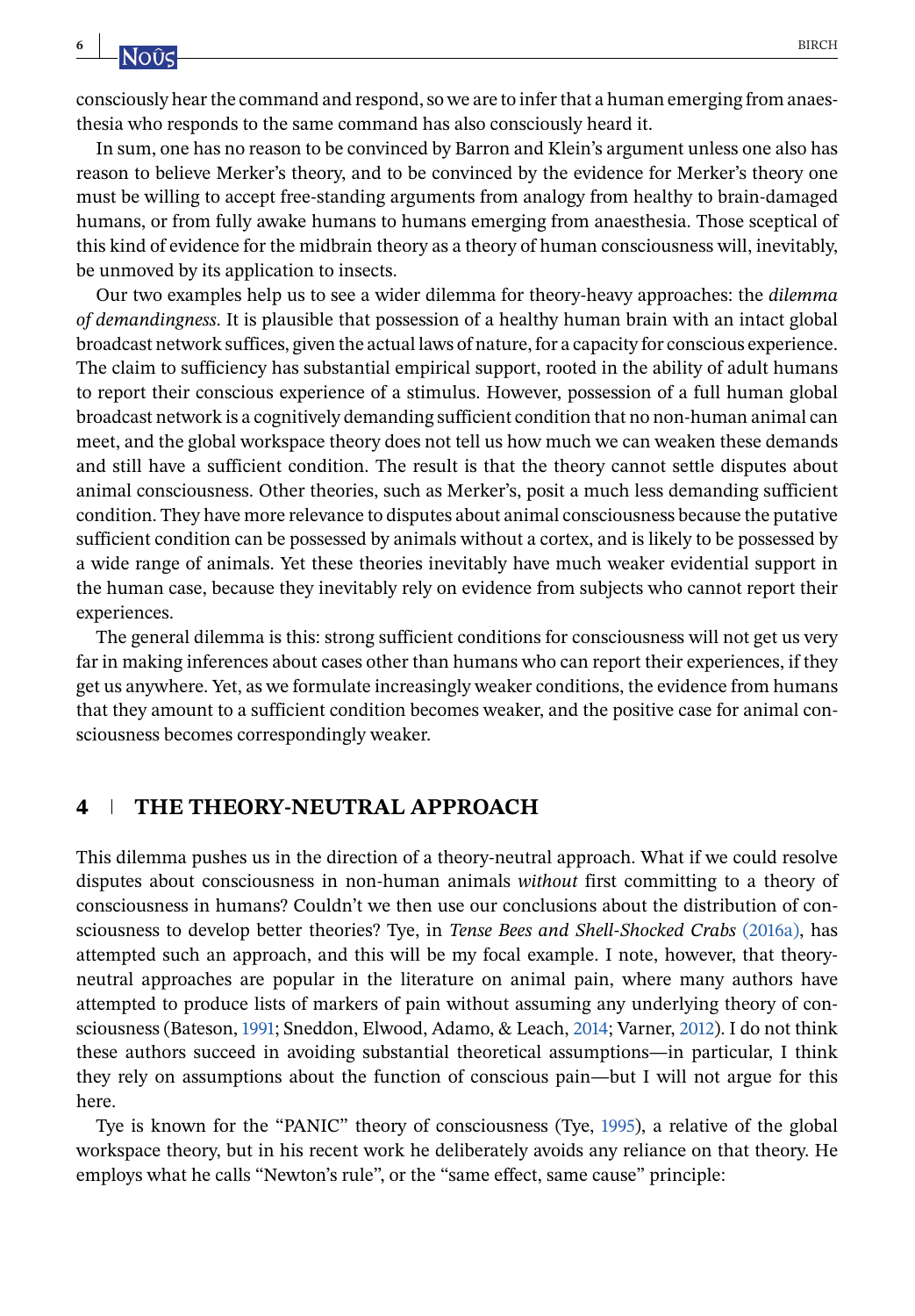consciously hear the command and respond, so we are to infer that a human emerging from anaesthesia who responds to the same command has also consciously heard it.

In sum, one has no reason to be convinced by Barron and Klein's argument unless one also has reason to believe Merker's theory, and to be convinced by the evidence for Merker's theory one must be willing to accept free-standing arguments from analogy from healthy to brain-damaged humans, or from fully awake humans to humans emerging from anaesthesia. Those sceptical of this kind of evidence for the midbrain theory as a theory of human consciousness will, inevitably, be unmoved by its application to insects.

Our two examples help us to see a wider dilemma for theory-heavy approaches: the *dilemma of demandingness*. It is plausible that possession of a healthy human brain with an intact global broadcast network suffices, given the actual laws of nature, for a capacity for conscious experience. The claim to sufficiency has substantial empirical support, rooted in the ability of adult humans to report their conscious experience of a stimulus. However, possession of a full human global broadcast network is a cognitively demanding sufficient condition that no non-human animal can meet, and the global workspace theory does not tell us how much we can weaken these demands and still have a sufficient condition. The result is that the theory cannot settle disputes about animal consciousness. Other theories, such as Merker's, posit a much less demanding sufficient condition. They have more relevance to disputes about animal consciousness because the putative sufficient condition can be possessed by animals without a cortex, and is likely to be possessed by a wide range of animals. Yet these theories inevitably have much weaker evidential support in the human case, because they inevitably rely on evidence from subjects who cannot report their experiences.

The general dilemma is this: strong sufficient conditions for consciousness will not get us very far in making inferences about cases other than humans who can report their experiences, if they get us anywhere. Yet, as we formulate increasingly weaker conditions, the evidence from humans that they amount to a sufficient condition becomes weaker, and the positive case for animal consciousness becomes correspondingly weaker.

## 4 THE THEORY-NEUTRAL APPROACH

This dilemma pushes us in the direction of a theory-neutral approach. What if we could resolve disputes about consciousness in non-human animals *without* first committing to a theory of consciousness in humans? Couldn't we then use our conclusions about the distribution of consciousness to develop better theories? Tye, in *Tense Bees and Shell-Shocked Crabs* (2016a), has attempted such an approach, and this will be my focal example. I note, however, that theory-neutral approaches are popular in the literature on animal pain, where many authors have attempted to produce lists of markers of pain without assuming any underlying theory of consciousness (Bateson, 1991; Sneddon, Elwood, Adamo, & Leach, 2014; Varner, 2012). I do not think these authors succeed in avoiding substantial theoretical assumptions—in particular, I think they rely on assumptions about the function of conscious pain—but I will not argue for this here.

Tye is known for the "PANIC" theory of consciousness (Tye, 1995), a relative of the global workspace theory, but in his recent work he deliberately avoids any reliance on that theory. He employs what he calls "Newton's rule", or the "same effect, same cause" principle: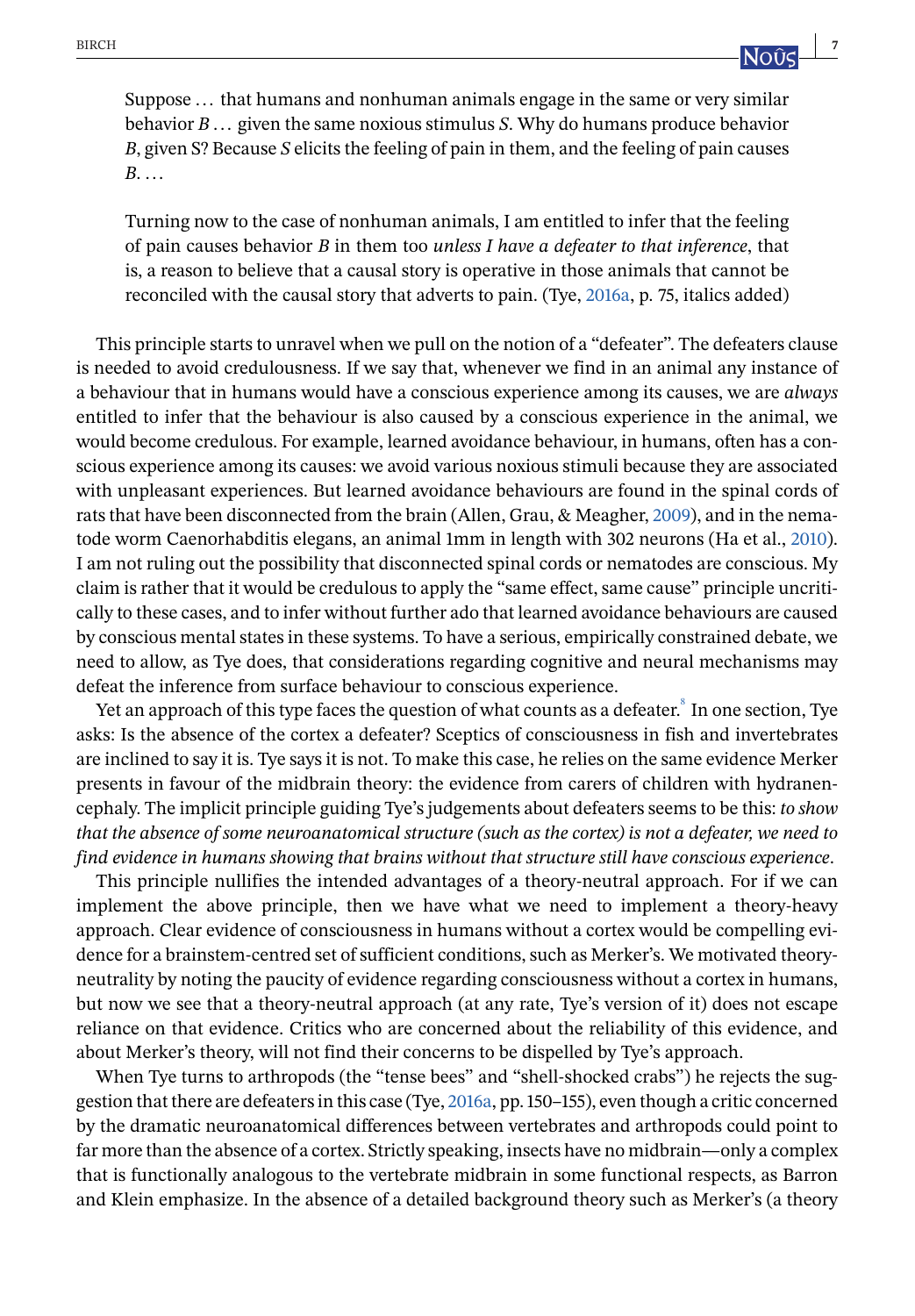> Suppose … that humans and nonhuman animals engage in the same or very similar behavior *B* … given the same noxious stimulus *S*. Why do humans produce behavior *B*, given S? Because *S* elicits the feeling of pain in them, and the feeling of pain causes *B*. …
>
> Turning now to the case of nonhuman animals, I am entitled to infer that the feeling of pain causes behavior *B* in them too *unless I have a defeater to that inference*, that is, a reason to believe that a causal story is operative in those animals that cannot be reconciled with the causal story that adverts to pain. (Tye, 2016a, p. 75, italics added)

This principle starts to unravel when we pull on the notion of a "defeater". The defeaters clause is needed to avoid credulousness. If we say that, whenever we find in an animal any instance of a behaviour that in humans would have a conscious experience among its causes, we are *always* entitled to infer that the behaviour is also caused by a conscious experience in the animal, we would become credulous. For example, learned avoidance behaviour, in humans, often has a conscious experience among its causes: we avoid various noxious stimuli because they are associated with unpleasant experiences. But learned avoidance behaviours are found in the spinal cords of rats that have been disconnected from the brain (Allen, Grau, & Meagher, 2009), and in the nematode worm Caenorhabditis elegans, an animal 1mm in length with 302 neurons (Ha et al., 2010). I am not ruling out the possibility that disconnected spinal cords or nematodes are conscious. My claim is rather that it would be credulous to apply the "same effect, same cause" principle uncritically to these cases, and to infer without further ado that learned avoidance behaviours are caused by conscious mental states in these systems. To have a serious, empirically constrained debate, we need to allow, as Tye does, that considerations regarding cognitive and neural mechanisms may defeat the inference from surface behaviour to conscious experience.

Yet an approach of this type faces the question of what counts as a defeater.[8] In one section, Tye asks: Is the absence of the cortex a defeater? Sceptics of consciousness in fish and invertebrates are inclined to say it is. Tye says it is not. To make this case, he relies on the same evidence Merker presents in favour of the midbrain theory: the evidence from carers of children with hydranencephaly. The implicit principle guiding Tye's judgements about defeaters seems to be this: *to show that the absence of some neuroanatomical structure (such as the cortex) is not a defeater, we need to find evidence in humans showing that brains without that structure still have conscious experience*.

This principle nullifies the intended advantages of a theory-neutral approach. For if we can implement the above principle, then we have what we need to implement a theory-heavy approach. Clear evidence of consciousness in humans without a cortex would be compelling evidence for a brainstem-centred set of sufficient conditions, such as Merker's. We motivated theory-neutrality by noting the paucity of evidence regarding consciousness without a cortex in humans, but now we see that a theory-neutral approach (at any rate, Tye's version of it) does not escape reliance on that evidence. Critics who are concerned about the reliability of this evidence, and about Merker's theory, will not find their concerns to be dispelled by Tye's approach.

When Tye turns to arthropods (the "tense bees" and "shell-shocked crabs") he rejects the suggestion that there are defeaters in this case (Tye, 2016a, pp. 150–155), even though a critic concerned by the dramatic neuroanatomical differences between vertebrates and arthropods could point to far more than the absence of a cortex. Strictly speaking, insects have no midbrain—only a complex that is functionally analogous to the vertebrate midbrain in some functional respects, as Barron and Klein emphasize. In the absence of a detailed background theory such as Merker's (a theory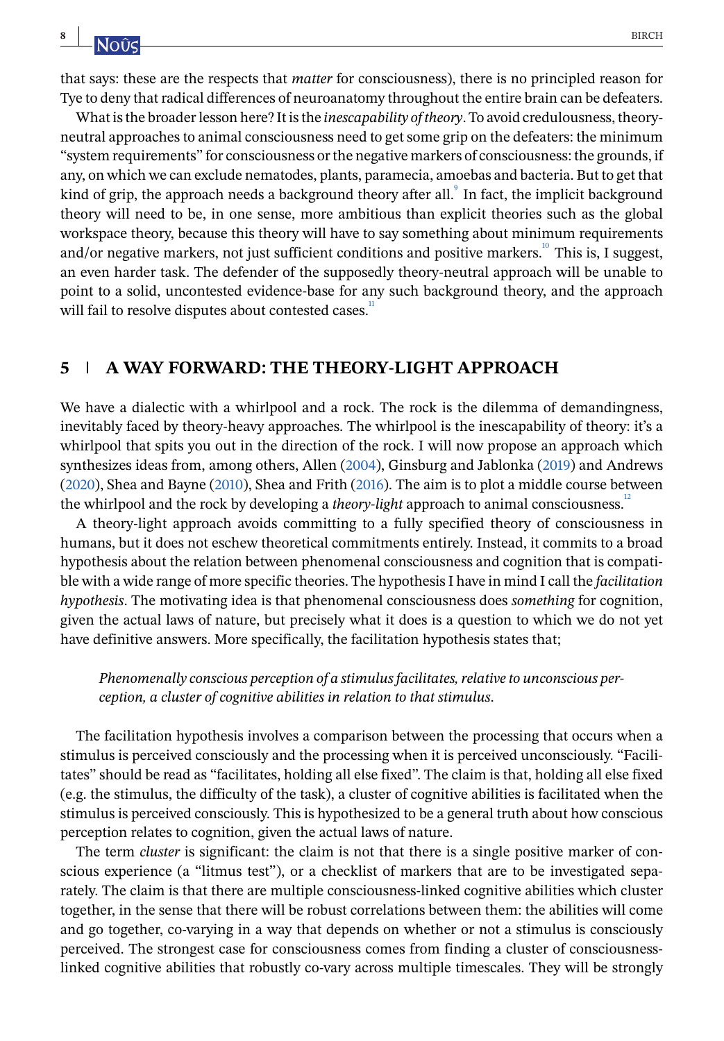that says: these are the respects that *matter* for consciousness), there is no principled reason for Tye to deny that radical differences of neuroanatomy throughout the entire brain can be defeaters.

What is the broader lesson here? It is the *inescapability of theory*. To avoid credulousness, theory-neutral approaches to animal consciousness need to get some grip on the defeaters: the minimum "system requirements" for consciousness or the negative markers of consciousness: the grounds, if any, on which we can exclude nematodes, plants, paramecia, amoebas and bacteria. But to get that kind of grip, the approach needs a background theory after all.[9] In fact, the implicit background theory will need to be, in one sense, more ambitious than explicit theories such as the global workspace theory, because this theory will have to say something about minimum requirements and/or negative markers, not just sufficient conditions and positive markers.[10] This is, I suggest, an even harder task. The defender of the supposedly theory-neutral approach will be unable to point to a solid, uncontested evidence-base for any such background theory, and the approach will fail to resolve disputes about contested cases.[11]

## 5 | A WAY FORWARD: THE THEORY-LIGHT APPROACH

We have a dialectic with a whirlpool and a rock. The rock is the dilemma of demandingness, inevitably faced by theory-heavy approaches. The whirlpool is the inescapability of theory: it's a whirlpool that spits you out in the direction of the rock. I will now propose an approach which synthesizes ideas from, among others, Allen (2004), Ginsburg and Jablonka (2019) and Andrews (2020), Shea and Bayne (2010), Shea and Frith (2016). The aim is to plot a middle course between the whirlpool and the rock by developing a *theory-light* approach to animal consciousness.[12]

A theory-light approach avoids committing to a fully specified theory of consciousness in humans, but it does not eschew theoretical commitments entirely. Instead, it commits to a broad hypothesis about the relation between phenomenal consciousness and cognition that is compatible with a wide range of more specific theories. The hypothesis I have in mind I call the *facilitation hypothesis*. The motivating idea is that phenomenal consciousness does *something* for cognition, given the actual laws of nature, but precisely what it does is a question to which we do not yet have definitive answers. More specifically, the facilitation hypothesis states that;

> *Phenomenally conscious perception of a stimulus facilitates, relative to unconscious perception, a cluster of cognitive abilities in relation to that stimulus.*

The facilitation hypothesis involves a comparison between the processing that occurs when a stimulus is perceived consciously and the processing when it is perceived unconsciously. "Facilitates" should be read as "facilitates, holding all else fixed". The claim is that, holding all else fixed (e.g. the stimulus, the difficulty of the task), a cluster of cognitive abilities is facilitated when the stimulus is perceived consciously. This is hypothesized to be a general truth about how conscious perception relates to cognition, given the actual laws of nature.

The term *cluster* is significant: the claim is not that there is a single positive marker of conscious experience (a "litmus test"), or a checklist of markers that are to be investigated separately. The claim is that there are multiple consciousness-linked cognitive abilities which cluster together, in the sense that there will be robust correlations between them: the abilities will come and go together, co-varying in a way that depends on whether or not a stimulus is consciously perceived. The strongest case for consciousness comes from finding a cluster of consciousness-linked cognitive abilities that robustly co-vary across multiple timescales. They will be strongly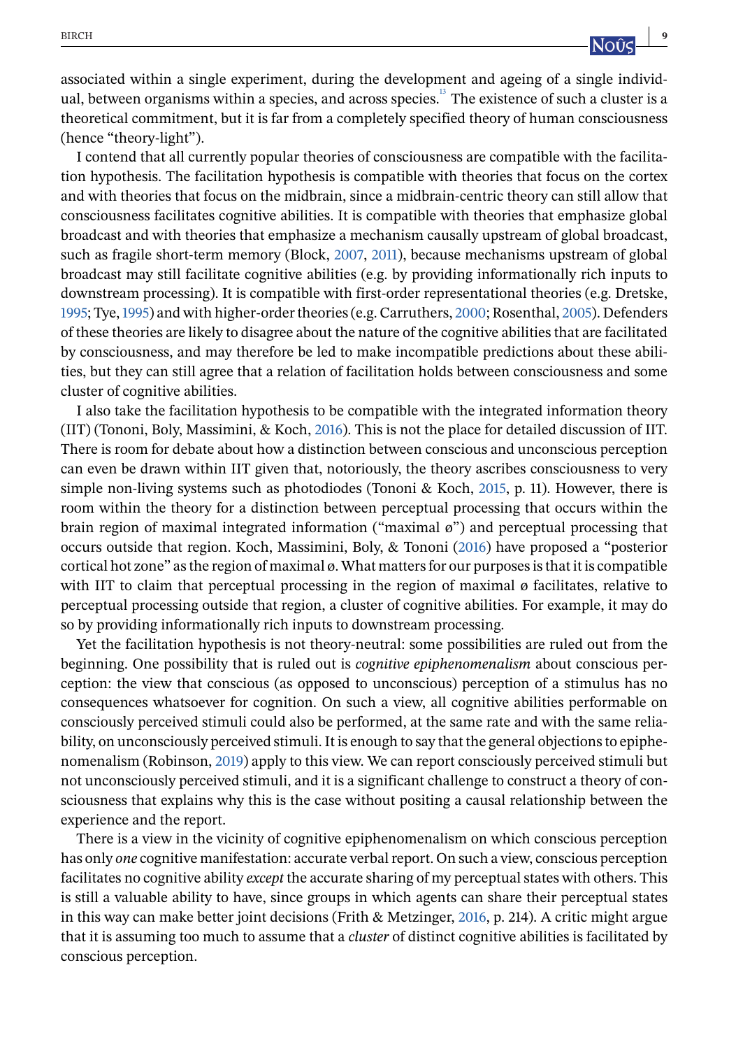associated within a single experiment, during the development and ageing of a single individual, between organisms within a species, and across species.[13] The existence of such a cluster is a theoretical commitment, but it is far from a completely specified theory of human consciousness (hence "theory-light").

I contend that all currently popular theories of consciousness are compatible with the facilitation hypothesis. The facilitation hypothesis is compatible with theories that focus on the cortex and with theories that focus on the midbrain, since a midbrain-centric theory can still allow that consciousness facilitates cognitive abilities. It is compatible with theories that emphasize global broadcast and with theories that emphasize a mechanism causally upstream of global broadcast, such as fragile short-term memory (Block, 2007, 2011), because mechanisms upstream of global broadcast may still facilitate cognitive abilities (e.g. by providing informationally rich inputs to downstream processing). It is compatible with first-order representational theories (e.g. Dretske, 1995; Tye, 1995) and with higher-order theories (e.g. Carruthers, 2000; Rosenthal, 2005). Defenders of these theories are likely to disagree about the nature of the cognitive abilities that are facilitated by consciousness, and may therefore be led to make incompatible predictions about these abilities, but they can still agree that a relation of facilitation holds between consciousness and some cluster of cognitive abilities.

I also take the facilitation hypothesis to be compatible with the integrated information theory (IIT) (Tononi, Boly, Massimini, & Koch, 2016). This is not the place for detailed discussion of IIT. There is room for debate about how a distinction between conscious and unconscious perception can even be drawn within IIT given that, notoriously, the theory ascribes consciousness to very simple non-living systems such as photodiodes (Tononi & Koch, 2015, p. 11). However, there is room within the theory for a distinction between perceptual processing that occurs within the brain region of maximal integrated information ("maximal ø") and perceptual processing that occurs outside that region. Koch, Massimini, Boly, & Tononi (2016) have proposed a "posterior cortical hot zone" as the region of maximal ø. What matters for our purposes is that it is compatible with IIT to claim that perceptual processing in the region of maximal ø facilitates, relative to perceptual processing outside that region, a cluster of cognitive abilities. For example, it may do so by providing informationally rich inputs to downstream processing.

Yet the facilitation hypothesis is not theory-neutral: some possibilities are ruled out from the beginning. One possibility that is ruled out is *cognitive epiphenomenalism* about conscious perception: the view that conscious (as opposed to unconscious) perception of a stimulus has no consequences whatsoever for cognition. On such a view, all cognitive abilities performable on consciously perceived stimuli could also be performed, at the same rate and with the same reliability, on unconsciously perceived stimuli. It is enough to say that the general objections to epiphenomenalism (Robinson, 2019) apply to this view. We can report consciously perceived stimuli but not unconsciously perceived stimuli, and it is a significant challenge to construct a theory of consciousness that explains why this is the case without positing a causal relationship between the experience and the report.

There is a view in the vicinity of cognitive epiphenomenalism on which conscious perception has only *one* cognitive manifestation: accurate verbal report. On such a view, conscious perception facilitates no cognitive ability *except* the accurate sharing of my perceptual states with others. This is still a valuable ability to have, since groups in which agents can share their perceptual states in this way can make better joint decisions (Frith & Metzinger, 2016, p. 214). A critic might argue that it is assuming too much to assume that a *cluster* of distinct cognitive abilities is facilitated by conscious perception.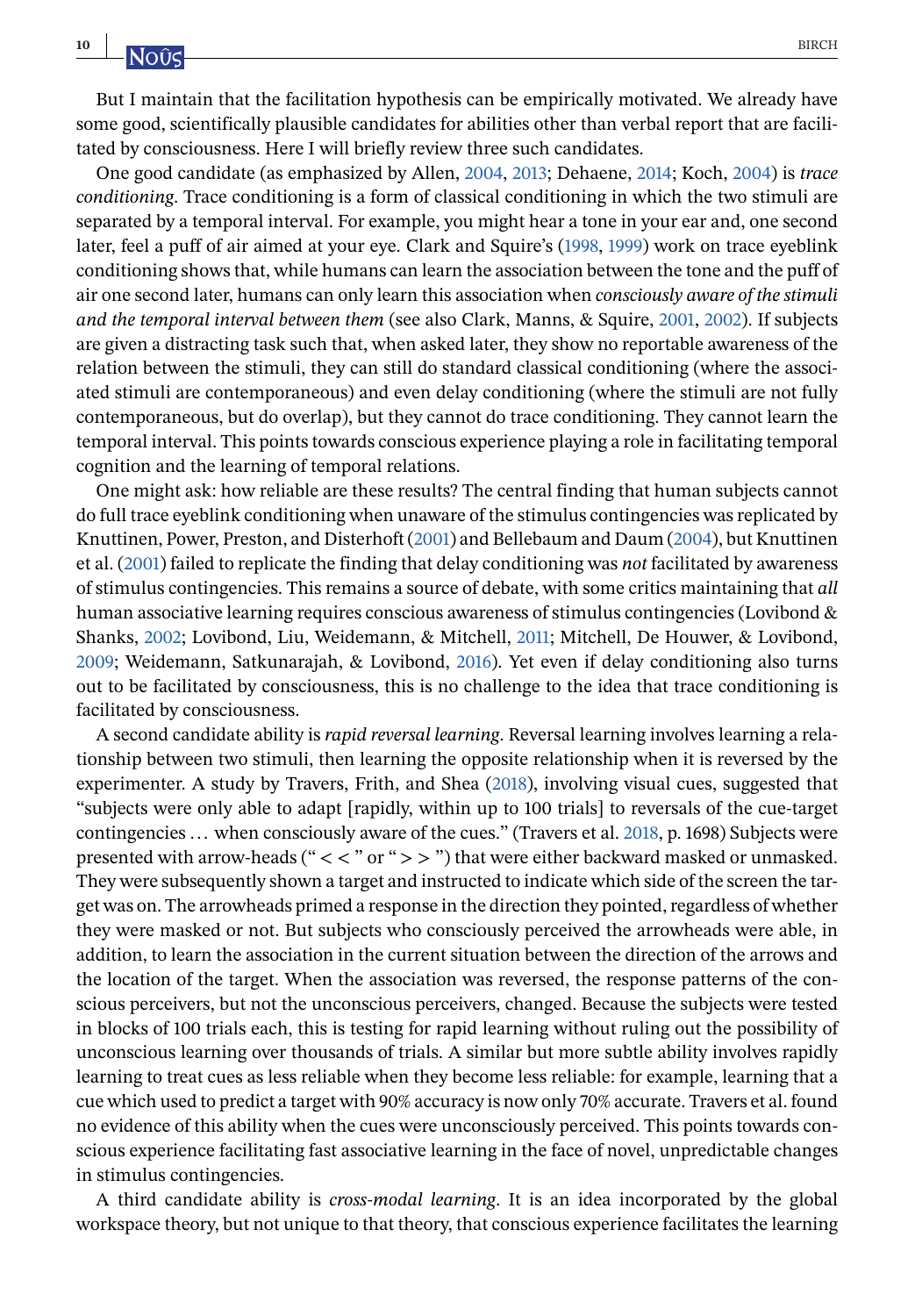But I maintain that the facilitation hypothesis can be empirically motivated. We already have some good, scientifically plausible candidates for abilities other than verbal report that are facilitated by consciousness. Here I will briefly review three such candidates.

One good candidate (as emphasized by Allen, 2004, 2013; Dehaene, 2014; Koch, 2004) is *trace conditioning*. Trace conditioning is a form of classical conditioning in which the two stimuli are separated by a temporal interval. For example, you might hear a tone in your ear and, one second later, feel a puff of air aimed at your eye. Clark and Squire's (1998, 1999) work on trace eyeblink conditioning shows that, while humans can learn the association between the tone and the puff of air one second later, humans can only learn this association when *consciously aware of the stimuli and the temporal interval between them* (see also Clark, Manns, & Squire, 2001, 2002). If subjects are given a distracting task such that, when asked later, they show no reportable awareness of the relation between the stimuli, they can still do standard classical conditioning (where the associated stimuli are contemporaneous) and even delay conditioning (where the stimuli are not fully contemporaneous, but do overlap), but they cannot do trace conditioning. They cannot learn the temporal interval. This points towards conscious experience playing a role in facilitating temporal cognition and the learning of temporal relations.

One might ask: how reliable are these results? The central finding that human subjects cannot do full trace eyeblink conditioning when unaware of the stimulus contingencies was replicated by Knuttinen, Power, Preston, and Disterhoft (2001) and Bellebaum and Daum (2004), but Knuttinen et al. (2001) failed to replicate the finding that delay conditioning was *not* facilitated by awareness of stimulus contingencies. This remains a source of debate, with some critics maintaining that *all* human associative learning requires conscious awareness of stimulus contingencies (Lovibond & Shanks, 2002; Lovibond, Liu, Weidemann, & Mitchell, 2011; Mitchell, De Houwer, & Lovibond, 2009; Weidemann, Satkunarajah, & Lovibond, 2016). Yet even if delay conditioning also turns out to be facilitated by consciousness, this is no challenge to the idea that trace conditioning is facilitated by consciousness.

A second candidate ability is *rapid reversal learning*. Reversal learning involves learning a relationship between two stimuli, then learning the opposite relationship when it is reversed by the experimenter. A study by Travers, Frith, and Shea (2018), involving visual cues, suggested that "subjects were only able to adapt [rapidly, within up to 100 trials] to reversals of the cue-target contingencies … when consciously aware of the cues." (Travers et al. 2018, p. 1698) Subjects were presented with arrow-heads ("< <" or "> >") that were either backward masked or unmasked. They were subsequently shown a target and instructed to indicate which side of the screen the target was on. The arrowheads primed a response in the direction they pointed, regardless of whether they were masked or not. But subjects who consciously perceived the arrowheads were able, in addition, to learn the association in the current situation between the direction of the arrows and the location of the target. When the association was reversed, the response patterns of the conscious perceivers, but not the unconscious perceivers, changed. Because the subjects were tested in blocks of 100 trials each, this is testing for rapid learning without ruling out the possibility of unconscious learning over thousands of trials. A similar but more subtle ability involves rapidly learning to treat cues as less reliable when they become less reliable: for example, learning that a cue which used to predict a target with 90% accuracy is now only 70% accurate. Travers et al. found no evidence of this ability when the cues were unconsciously perceived. This points towards conscious experience facilitating fast associative learning in the face of novel, unpredictable changes in stimulus contingencies.

A third candidate ability is *cross-modal learning*. It is an idea incorporated by the global workspace theory, but not unique to that theory, that conscious experience facilitates the learning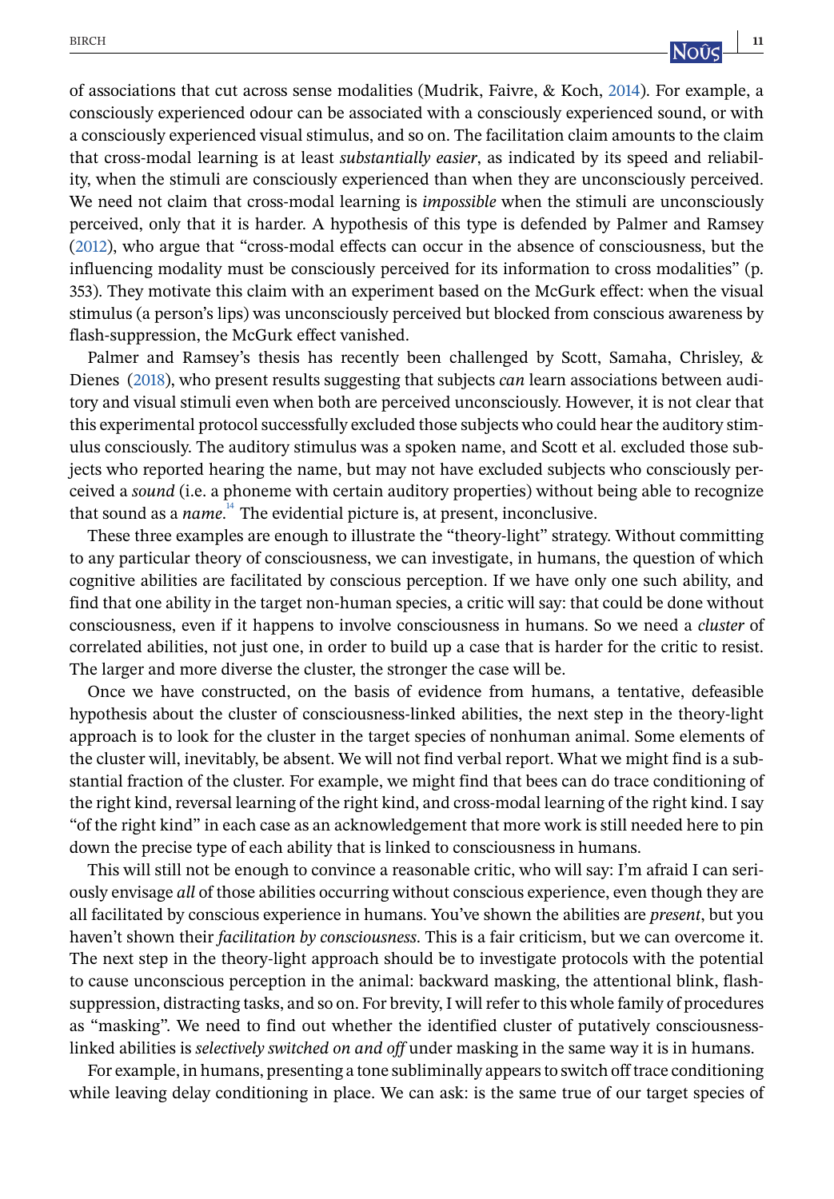of associations that cut across sense modalities (Mudrik, Faivre, & Koch, 2014). For example, a consciously experienced odour can be associated with a consciously experienced sound, or with a consciously experienced visual stimulus, and so on. The facilitation claim amounts to the claim that cross-modal learning is at least *substantially easier*, as indicated by its speed and reliability, when the stimuli are consciously experienced than when they are unconsciously perceived. We need not claim that cross-modal learning is *impossible* when the stimuli are unconsciously perceived, only that it is harder. A hypothesis of this type is defended by Palmer and Ramsey (2012), who argue that "cross-modal effects can occur in the absence of consciousness, but the influencing modality must be consciously perceived for its information to cross modalities" (p. 353). They motivate this claim with an experiment based on the McGurk effect: when the visual stimulus (a person's lips) was unconsciously perceived but blocked from conscious awareness by flash-suppression, the McGurk effect vanished.

Palmer and Ramsey's thesis has recently been challenged by Scott, Samaha, Chrisley, & Dienes (2018), who present results suggesting that subjects *can* learn associations between auditory and visual stimuli even when both are perceived unconsciously. However, it is not clear that this experimental protocol successfully excluded those subjects who could hear the auditory stimulus consciously. The auditory stimulus was a spoken name, and Scott et al. excluded those subjects who reported hearing the name, but may not have excluded subjects who consciously perceived a *sound* (i.e. a phoneme with certain auditory properties) without being able to recognize that sound as a *name*.[14] The evidential picture is, at present, inconclusive.

These three examples are enough to illustrate the "theory-light" strategy. Without committing to any particular theory of consciousness, we can investigate, in humans, the question of which cognitive abilities are facilitated by conscious perception. If we have only one such ability, and find that one ability in the target non-human species, a critic will say: that could be done without consciousness, even if it happens to involve consciousness in humans. So we need a *cluster* of correlated abilities, not just one, in order to build up a case that is harder for the critic to resist. The larger and more diverse the cluster, the stronger the case will be.

Once we have constructed, on the basis of evidence from humans, a tentative, defeasible hypothesis about the cluster of consciousness-linked abilities, the next step in the theory-light approach is to look for the cluster in the target species of nonhuman animal. Some elements of the cluster will, inevitably, be absent. We will not find verbal report. What we might find is a substantial fraction of the cluster. For example, we might find that bees can do trace conditioning of the right kind, reversal learning of the right kind, and cross-modal learning of the right kind. I say "of the right kind" in each case as an acknowledgement that more work is still needed here to pin down the precise type of each ability that is linked to consciousness in humans.

This will still not be enough to convince a reasonable critic, who will say: I'm afraid I can seriously envisage *all* of those abilities occurring without conscious experience, even though they are all facilitated by conscious experience in humans. You've shown the abilities are *present*, but you haven't shown their *facilitation by consciousness*. This is a fair criticism, but we can overcome it. The next step in the theory-light approach should be to investigate protocols with the potential to cause unconscious perception in the animal: backward masking, the attentional blink, flash-suppression, distracting tasks, and so on. For brevity, I will refer to this whole family of procedures as "masking". We need to find out whether the identified cluster of putatively consciousness-linked abilities is *selectively switched on and off* under masking in the same way it is in humans.

For example, in humans, presenting a tone subliminally appears to switch off trace conditioning while leaving delay conditioning in place. We can ask: is the same true of our target species of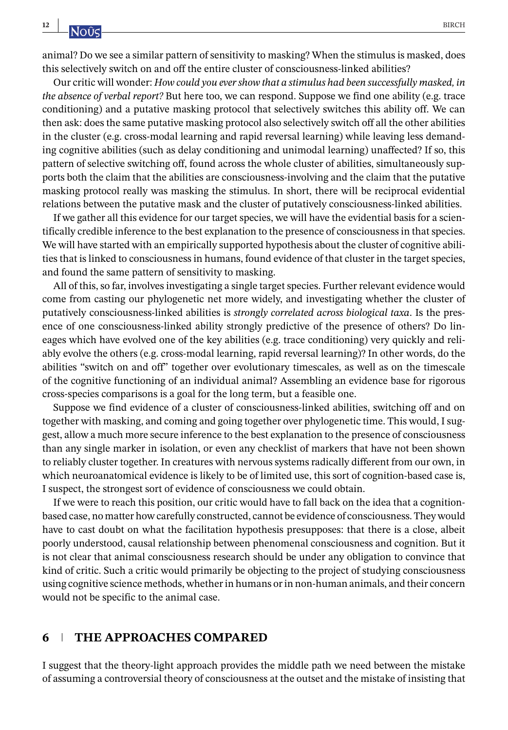animal? Do we see a similar pattern of sensitivity to masking? When the stimulus is masked, does this selectively switch on and off the entire cluster of consciousness-linked abilities?

Our critic will wonder: *How could you ever show that a stimulus had been successfully masked, in the absence of verbal report?* But here too, we can respond. Suppose we find one ability (e.g. trace conditioning) and a putative masking protocol that selectively switches this ability off. We can then ask: does the same putative masking protocol also selectively switch off all the other abilities in the cluster (e.g. cross-modal learning and rapid reversal learning) while leaving less demanding cognitive abilities (such as delay conditioning and unimodal learning) unaffected? If so, this pattern of selective switching off, found across the whole cluster of abilities, simultaneously supports both the claim that the abilities are consciousness-involving and the claim that the putative masking protocol really was masking the stimulus. In short, there will be reciprocal evidential relations between the putative mask and the cluster of putatively consciousness-linked abilities.

If we gather all this evidence for our target species, we will have the evidential basis for a scientifically credible inference to the best explanation to the presence of consciousness in that species. We will have started with an empirically supported hypothesis about the cluster of cognitive abilities that is linked to consciousness in humans, found evidence of that cluster in the target species, and found the same pattern of sensitivity to masking.

All of this, so far, involves investigating a single target species. Further relevant evidence would come from casting our phylogenetic net more widely, and investigating whether the cluster of putatively consciousness-linked abilities is *strongly correlated across biological taxa*. Is the presence of one consciousness-linked ability strongly predictive of the presence of others? Do lineages which have evolved one of the key abilities (e.g. trace conditioning) very quickly and reliably evolve the others (e.g. cross-modal learning, rapid reversal learning)? In other words, do the abilities "switch on and off" together over evolutionary timescales, as well as on the timescale of the cognitive functioning of an individual animal? Assembling an evidence base for rigorous cross-species comparisons is a goal for the long term, but a feasible one.

Suppose we find evidence of a cluster of consciousness-linked abilities, switching off and on together with masking, and coming and going together over phylogenetic time. This would, I suggest, allow a much more secure inference to the best explanation to the presence of consciousness than any single marker in isolation, or even any checklist of markers that have not been shown to reliably cluster together. In creatures with nervous systems radically different from our own, in which neuroanatomical evidence is likely to be of limited use, this sort of cognition-based case is, I suspect, the strongest sort of evidence of consciousness we could obtain.

If we were to reach this position, our critic would have to fall back on the idea that a cognition-based case, no matter how carefully constructed, cannot be evidence of consciousness. They would have to cast doubt on what the facilitation hypothesis presupposes: that there is a close, albeit poorly understood, causal relationship between phenomenal consciousness and cognition. But it is not clear that animal consciousness research should be under any obligation to convince that kind of critic. Such a critic would primarily be objecting to the project of studying consciousness using cognitive science methods, whether in humans or in non-human animals, and their concern would not be specific to the animal case.

## 6 THE APPROACHES COMPARED

I suggest that the theory-light approach provides the middle path we need between the mistake of assuming a controversial theory of consciousness at the outset and the mistake of insisting that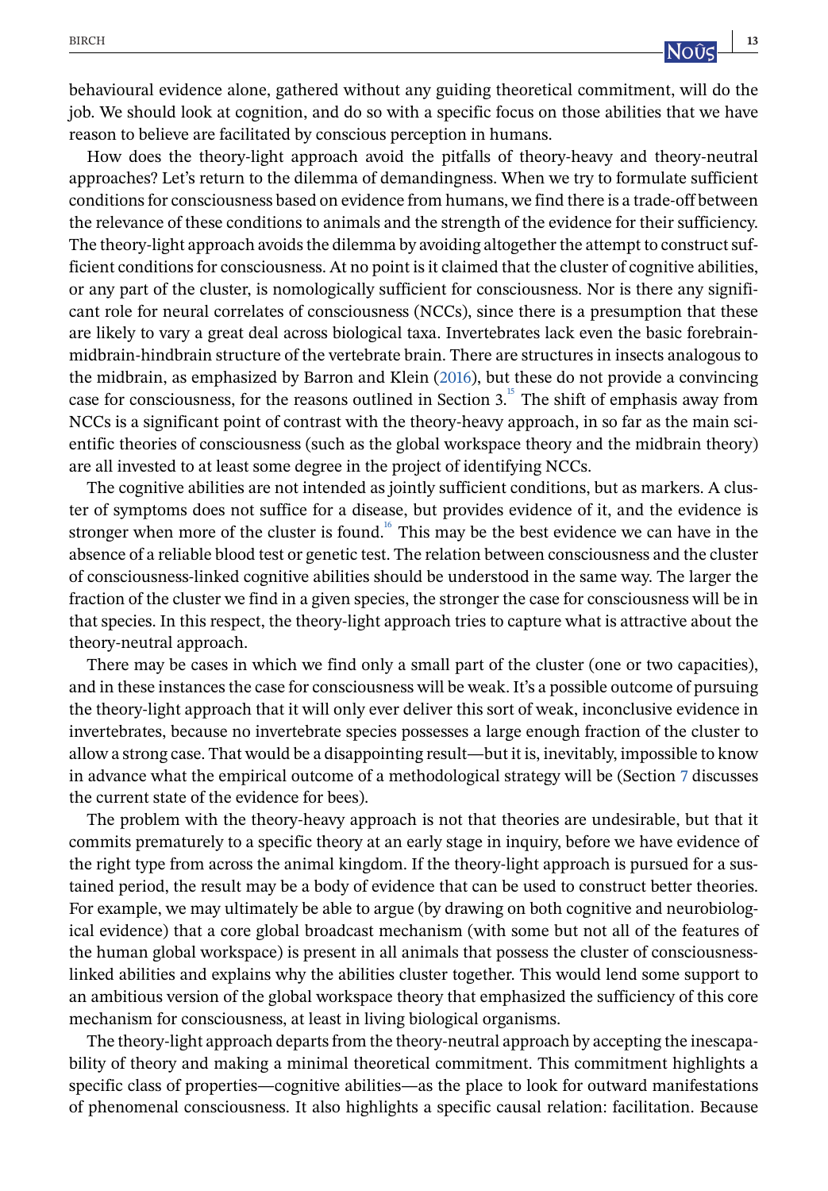behavioural evidence alone, gathered without any guiding theoretical commitment, will do the job. We should look at cognition, and do so with a specific focus on those abilities that we have reason to believe are facilitated by conscious perception in humans.

How does the theory-light approach avoid the pitfalls of theory-heavy and theory-neutral approaches? Let's return to the dilemma of demandingness. When we try to formulate sufficient conditions for consciousness based on evidence from humans, we find there is a trade-off between the relevance of these conditions to animals and the strength of the evidence for their sufficiency. The theory-light approach avoids the dilemma by avoiding altogether the attempt to construct sufficient conditions for consciousness. At no point is it claimed that the cluster of cognitive abilities, or any part of the cluster, is nomologically sufficient for consciousness. Nor is there any significant role for neural correlates of consciousness (NCCs), since there is a presumption that these are likely to vary a great deal across biological taxa. Invertebrates lack even the basic forebrain-midbrain-hindbrain structure of the vertebrate brain. There are structures in insects analogous to the midbrain, as emphasized by Barron and Klein (2016), but these do not provide a convincing case for consciousness, for the reasons outlined in Section 3.[15] The shift of emphasis away from NCCs is a significant point of contrast with the theory-heavy approach, in so far as the main scientific theories of consciousness (such as the global workspace theory and the midbrain theory) are all invested to at least some degree in the project of identifying NCCs.

The cognitive abilities are not intended as jointly sufficient conditions, but as markers. A cluster of symptoms does not suffice for a disease, but provides evidence of it, and the evidence is stronger when more of the cluster is found.[16] This may be the best evidence we can have in the absence of a reliable blood test or genetic test. The relation between consciousness and the cluster of consciousness-linked cognitive abilities should be understood in the same way. The larger the fraction of the cluster we find in a given species, the stronger the case for consciousness will be in that species. In this respect, the theory-light approach tries to capture what is attractive about the theory-neutral approach.

There may be cases in which we find only a small part of the cluster (one or two capacities), and in these instances the case for consciousness will be weak. It's a possible outcome of pursuing the theory-light approach that it will only ever deliver this sort of weak, inconclusive evidence in invertebrates, because no invertebrate species possesses a large enough fraction of the cluster to allow a strong case. That would be a disappointing result—but it is, inevitably, impossible to know in advance what the empirical outcome of a methodological strategy will be (Section 7 discusses the current state of the evidence for bees).

The problem with the theory-heavy approach is not that theories are undesirable, but that it commits prematurely to a specific theory at an early stage in inquiry, before we have evidence of the right type from across the animal kingdom. If the theory-light approach is pursued for a sustained period, the result may be a body of evidence that can be used to construct better theories. For example, we may ultimately be able to argue (by drawing on both cognitive and neurobiological evidence) that a core global broadcast mechanism (with some but not all of the features of the human global workspace) is present in all animals that possess the cluster of consciousness-linked abilities and explains why the abilities cluster together. This would lend some support to an ambitious version of the global workspace theory that emphasized the sufficiency of this core mechanism for consciousness, at least in living biological organisms.

The theory-light approach departs from the theory-neutral approach by accepting the inescapability of theory and making a minimal theoretical commitment. This commitment highlights a specific class of properties—cognitive abilities—as the place to look for outward manifestations of phenomenal consciousness. It also highlights a specific causal relation: facilitation. Because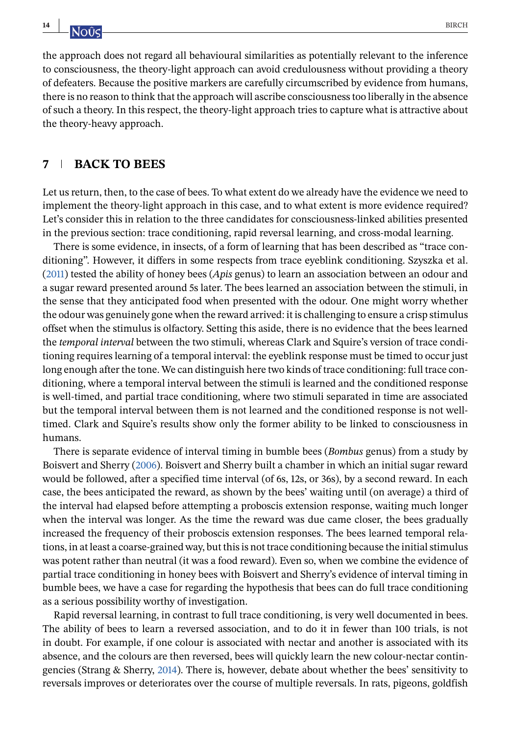the approach does not regard all behavioural similarities as potentially relevant to the inference to consciousness, the theory-light approach can avoid credulousness without providing a theory of defeaters. Because the positive markers are carefully circumscribed by evidence from humans, there is no reason to think that the approach will ascribe consciousness too liberally in the absence of such a theory. In this respect, the theory-light approach tries to capture what is attractive about the theory-heavy approach.

## 7 BACK TO BEES

Let us return, then, to the case of bees. To what extent do we already have the evidence we need to implement the theory-light approach in this case, and to what extent is more evidence required? Let's consider this in relation to the three candidates for consciousness-linked abilities presented in the previous section: trace conditioning, rapid reversal learning, and cross-modal learning.

There is some evidence, in insects, of a form of learning that has been described as "trace conditioning". However, it differs in some respects from trace eyeblink conditioning. Szyszka et al. (2011) tested the ability of honey bees (*Apis* genus) to learn an association between an odour and a sugar reward presented around 5s later. The bees learned an association between the stimuli, in the sense that they anticipated food when presented with the odour. One might worry whether the odour was genuinely gone when the reward arrived: it is challenging to ensure a crisp stimulus offset when the stimulus is olfactory. Setting this aside, there is no evidence that the bees learned the *temporal interval* between the two stimuli, whereas Clark and Squire's version of trace conditioning requires learning of a temporal interval: the eyeblink response must be timed to occur just long enough after the tone. We can distinguish here two kinds of trace conditioning: full trace conditioning, where a temporal interval between the stimuli is learned and the conditioned response is well-timed, and partial trace conditioning, where two stimuli separated in time are associated but the temporal interval between them is not learned and the conditioned response is not well-timed. Clark and Squire's results show only the former ability to be linked to consciousness in humans.

There is separate evidence of interval timing in bumble bees (*Bombus* genus) from a study by Boisvert and Sherry (2006). Boisvert and Sherry built a chamber in which an initial sugar reward would be followed, after a specified time interval (of 6s, 12s, or 36s), by a second reward. In each case, the bees anticipated the reward, as shown by the bees' waiting until (on average) a third of the interval had elapsed before attempting a proboscis extension response, waiting much longer when the interval was longer. As the time the reward was due came closer, the bees gradually increased the frequency of their proboscis extension responses. The bees learned temporal relations, in at least a coarse-grained way, but this is not trace conditioning because the initial stimulus was potent rather than neutral (it was a food reward). Even so, when we combine the evidence of partial trace conditioning in honey bees with Boisvert and Sherry's evidence of interval timing in bumble bees, we have a case for regarding the hypothesis that bees can do full trace conditioning as a serious possibility worthy of investigation.

Rapid reversal learning, in contrast to full trace conditioning, is very well documented in bees. The ability of bees to learn a reversed association, and to do it in fewer than 100 trials, is not in doubt. For example, if one colour is associated with nectar and another is associated with its absence, and the colours are then reversed, bees will quickly learn the new colour-nectar contingencies (Strang & Sherry, 2014). There is, however, debate about whether the bees' sensitivity to reversals improves or deteriorates over the course of multiple reversals. In rats, pigeons, goldfish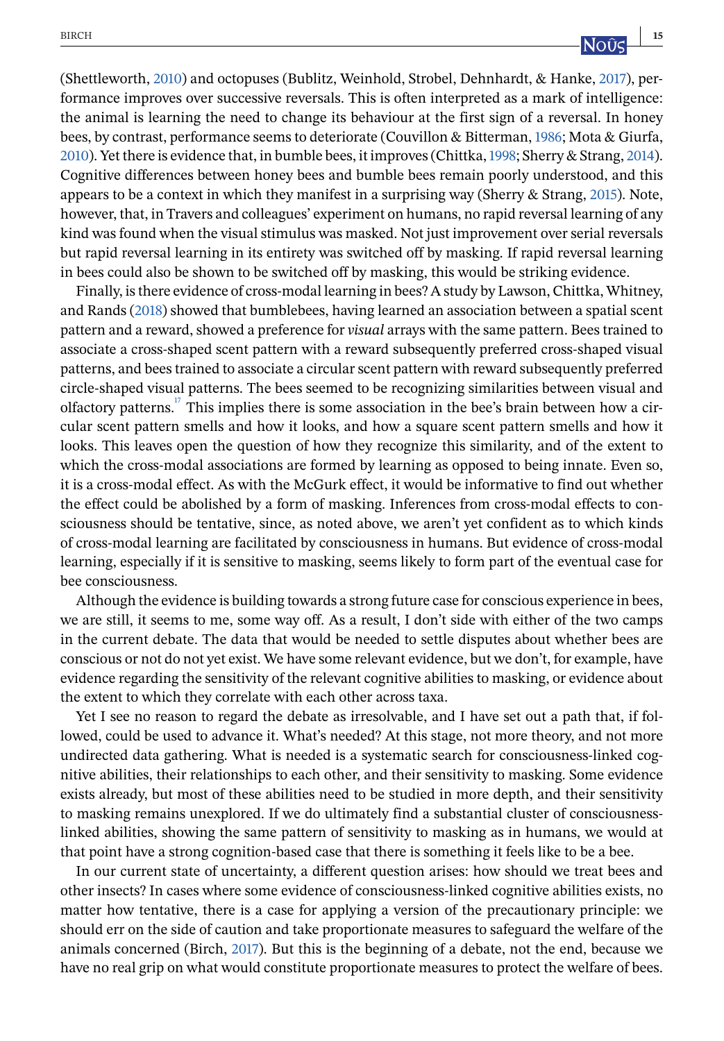(Shettleworth, 2010) and octopuses (Bublitz, Weinhold, Strobel, Dehnhardt, & Hanke, 2017), performance improves over successive reversals. This is often interpreted as a mark of intelligence: the animal is learning the need to change its behaviour at the first sign of a reversal. In honey bees, by contrast, performance seems to deteriorate (Couvillon & Bitterman, 1986; Mota & Giurfa, 2010). Yet there is evidence that, in bumble bees, it improves (Chittka, 1998; Sherry & Strang, 2014). Cognitive differences between honey bees and bumble bees remain poorly understood, and this appears to be a context in which they manifest in a surprising way (Sherry & Strang, 2015). Note, however, that, in Travers and colleagues' experiment on humans, no rapid reversal learning of any kind was found when the visual stimulus was masked. Not just improvement over serial reversals but rapid reversal learning in its entirety was switched off by masking. If rapid reversal learning in bees could also be shown to be switched off by masking, this would be striking evidence.

Finally, is there evidence of cross-modal learning in bees? A study by Lawson, Chittka, Whitney, and Rands (2018) showed that bumblebees, having learned an association between a spatial scent pattern and a reward, showed a preference for *visual* arrays with the same pattern. Bees trained to associate a cross-shaped scent pattern with a reward subsequently preferred cross-shaped visual patterns, and bees trained to associate a circular scent pattern with reward subsequently preferred circle-shaped visual patterns. The bees seemed to be recognizing similarities between visual and olfactory patterns.[17] This implies there is some association in the bee's brain between how a circular scent pattern smells and how it looks, and how a square scent pattern smells and how it looks. This leaves open the question of how they recognize this similarity, and of the extent to which the cross-modal associations are formed by learning as opposed to being innate. Even so, it is a cross-modal effect. As with the McGurk effect, it would be informative to find out whether the effect could be abolished by a form of masking. Inferences from cross-modal effects to consciousness should be tentative, since, as noted above, we aren't yet confident as to which kinds of cross-modal learning are facilitated by consciousness in humans. But evidence of cross-modal learning, especially if it is sensitive to masking, seems likely to form part of the eventual case for bee consciousness.

Although the evidence is building towards a strong future case for conscious experience in bees, we are still, it seems to me, some way off. As a result, I don't side with either of the two camps in the current debate. The data that would be needed to settle disputes about whether bees are conscious or not do not yet exist. We have some relevant evidence, but we don't, for example, have evidence regarding the sensitivity of the relevant cognitive abilities to masking, or evidence about the extent to which they correlate with each other across taxa.

Yet I see no reason to regard the debate as irresolvable, and I have set out a path that, if followed, could be used to advance it. What's needed? At this stage, not more theory, and not more undirected data gathering. What is needed is a systematic search for consciousness-linked cognitive abilities, their relationships to each other, and their sensitivity to masking. Some evidence exists already, but most of these abilities need to be studied in more depth, and their sensitivity to masking remains unexplored. If we do ultimately find a substantial cluster of consciousness-linked abilities, showing the same pattern of sensitivity to masking as in humans, we would at that point have a strong cognition-based case that there is something it feels like to be a bee.

In our current state of uncertainty, a different question arises: how should we treat bees and other insects? In cases where some evidence of consciousness-linked cognitive abilities exists, no matter how tentative, there is a case for applying a version of the precautionary principle: we should err on the side of caution and take proportionate measures to safeguard the welfare of the animals concerned (Birch, 2017). But this is the beginning of a debate, not the end, because we have no real grip on what would constitute proportionate measures to protect the welfare of bees.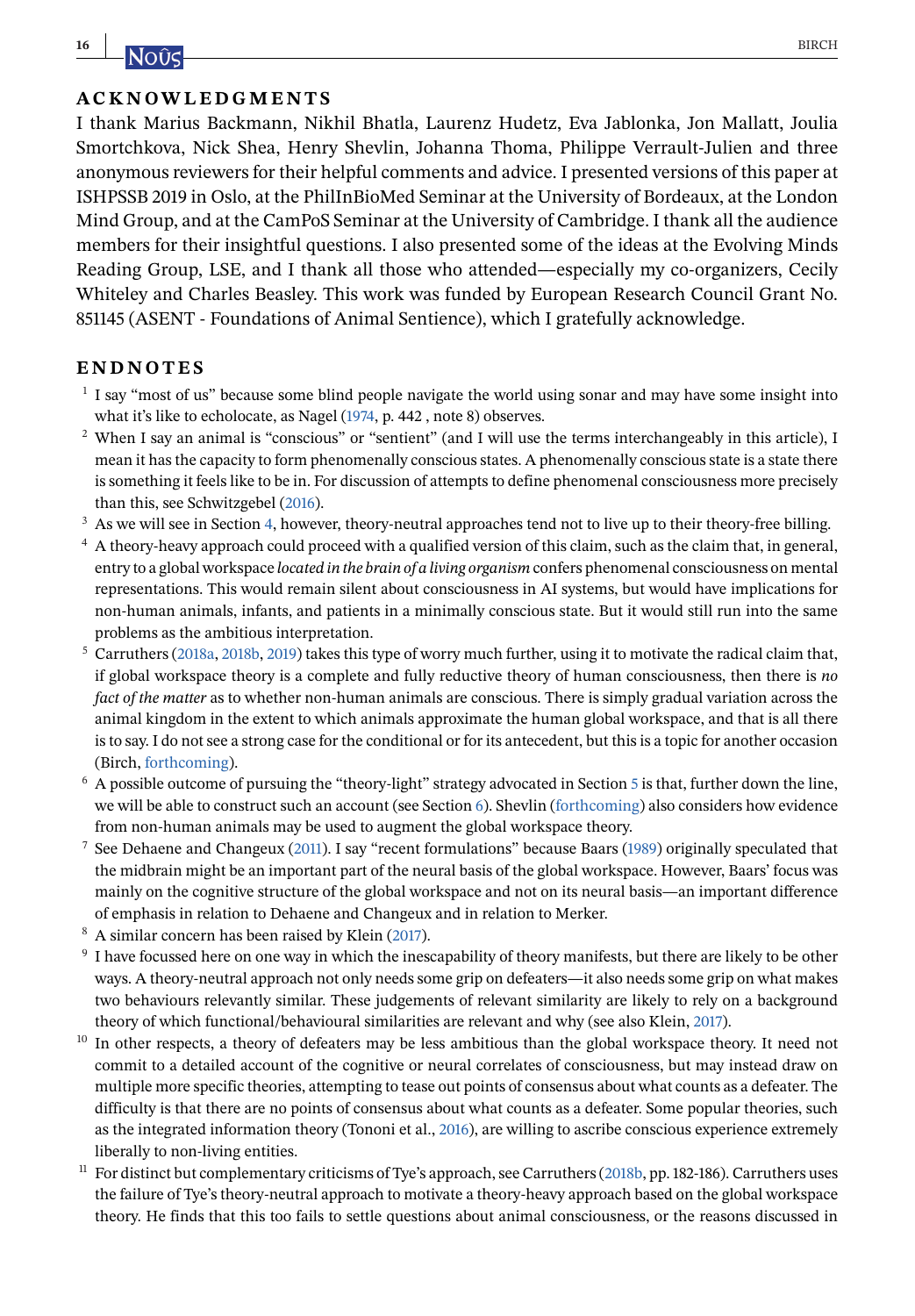## ACKNOWLEDGMENTS

I thank Marius Backmann, Nikhil Bhatla, Laurenz Hudetz, Eva Jablonka, Jon Mallatt, Joulia Smortchkova, Nick Shea, Henry Shevlin, Johanna Thoma, Philippe Verrault-Julien and three anonymous reviewers for their helpful comments and advice. I presented versions of this paper at ISHPSSB 2019 in Oslo, at the PhilInBioMed Seminar at the University of Bordeaux, at the London Mind Group, and at the CamPoS Seminar at the University of Cambridge. I thank all the audience members for their insightful questions. I also presented some of the ideas at the Evolving Minds Reading Group, LSE, and I thank all those who attended—especially my co-organizers, Cecily Whiteley and Charles Beasley. This work was funded by European Research Council Grant No. 851145 (ASENT - Foundations of Animal Sentience), which I gratefully acknowledge.

## ENDNOTES

[1] I say "most of us" because some blind people navigate the world using sonar and may have some insight into what it's like to echolocate, as Nagel (1974, p. 442 , note 8) observes.

[2] When I say an animal is "conscious" or "sentient" (and I will use the terms interchangeably in this article), I mean it has the capacity to form phenomenally conscious states. A phenomenally conscious state is a state there is something it feels like to be in. For discussion of attempts to define phenomenal consciousness more precisely than this, see Schwitzgebel (2016).

[3] As we will see in Section 4, however, theory-neutral approaches tend not to live up to their theory-free billing.

[4] A theory-heavy approach could proceed with a qualified version of this claim, such as the claim that, in general, entry to a global workspace *located in the brain of a living organism* confers phenomenal consciousness on mental representations. This would remain silent about consciousness in AI systems, but would have implications for non-human animals, infants, and patients in a minimally conscious state. But it would still run into the same problems as the ambitious interpretation.

[5] Carruthers (2018a, 2018b, 2019) takes this type of worry much further, using it to motivate the radical claim that, if global workspace theory is a complete and fully reductive theory of human consciousness, then there is *no fact of the matter* as to whether non-human animals are conscious. There is simply gradual variation across the animal kingdom in the extent to which animals approximate the human global workspace, and that is all there is to say. I do not see a strong case for the conditional or for its antecedent, but this is a topic for another occasion (Birch, forthcoming).

[6] A possible outcome of pursuing the "theory-light" strategy advocated in Section 5 is that, further down the line, we will be able to construct such an account (see Section 6). Shevlin (forthcoming) also considers how evidence from non-human animals may be used to augment the global workspace theory.

[7] See Dehaene and Changeux (2011). I say "recent formulations" because Baars (1989) originally speculated that the midbrain might be an important part of the neural basis of the global workspace. However, Baars' focus was mainly on the cognitive structure of the global workspace and not on its neural basis—an important difference of emphasis in relation to Dehaene and Changeux and in relation to Merker.

[8] A similar concern has been raised by Klein (2017).

[9] I have focussed here on one way in which the inescapability of theory manifests, but there are likely to be other ways. A theory-neutral approach not only needs some grip on defeaters—it also needs some grip on what makes two behaviours relevantly similar. These judgements of relevant similarity are likely to rely on a background theory of which functional/behavioural similarities are relevant and why (see also Klein, 2017).

[10] In other respects, a theory of defeaters may be less ambitious than the global workspace theory. It need not commit to a detailed account of the cognitive or neural correlates of consciousness, but may instead draw on multiple more specific theories, attempting to tease out points of consensus about what counts as a defeater. The difficulty is that there are no points of consensus about what counts as a defeater. Some popular theories, such as the integrated information theory (Tononi et al., 2016), are willing to ascribe conscious experience extremely liberally to non-living entities.

[11] For distinct but complementary criticisms of Tye's approach, see Carruthers (2018b, pp. 182-186). Carruthers uses the failure of Tye's theory-neutral approach to motivate a theory-heavy approach based on the global workspace theory. He finds that this too fails to settle questions about animal consciousness, or the reasons discussed in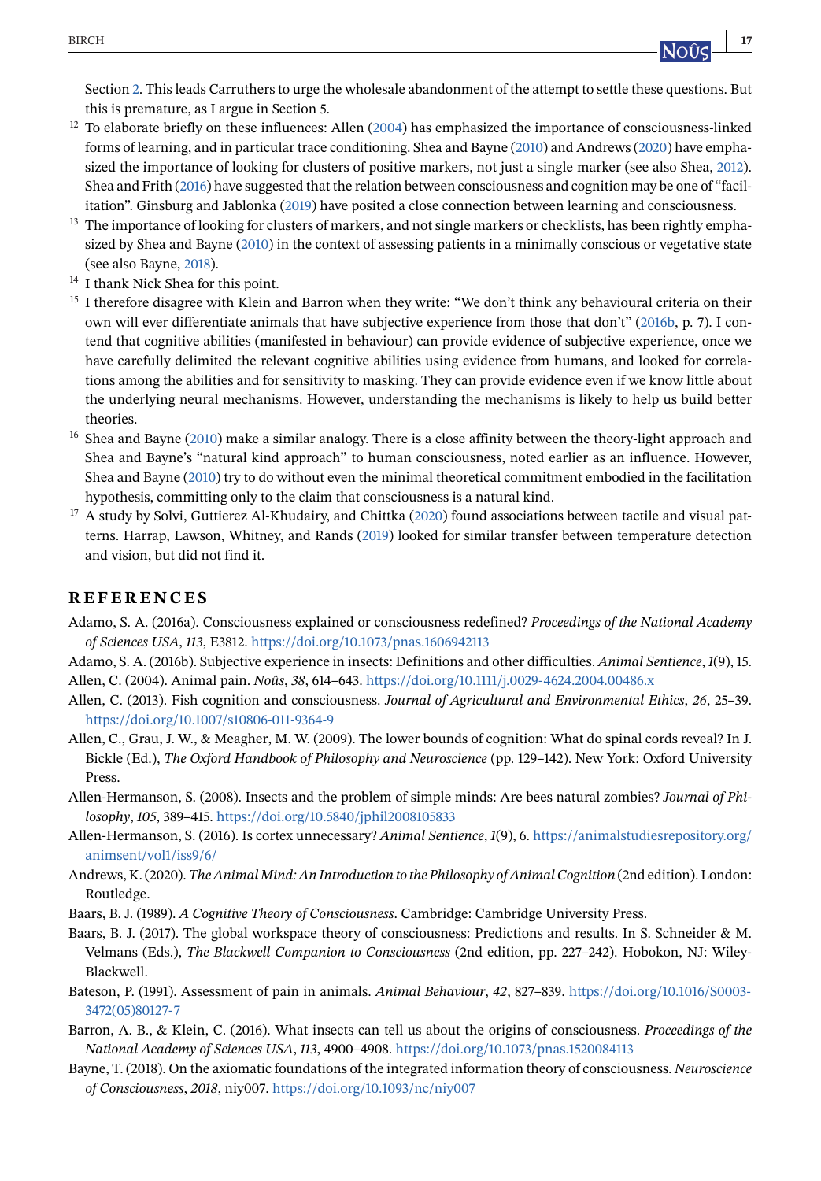Section 2. This leads Carruthers to urge the wholesale abandonment of the attempt to settle these questions. But this is premature, as I argue in Section 5.

[12] To elaborate briefly on these influences: Allen (2004) has emphasized the importance of consciousness-linked forms of learning, and in particular trace conditioning. Shea and Bayne (2010) and Andrews (2020) have emphasized the importance of looking for clusters of positive markers, not just a single marker (see also Shea, 2012). Shea and Frith (2016) have suggested that the relation between consciousness and cognition may be one of "facilitation". Ginsburg and Jablonka (2019) have posited a close connection between learning and consciousness.

[13] The importance of looking for clusters of markers, and not single markers or checklists, has been rightly emphasized by Shea and Bayne (2010) in the context of assessing patients in a minimally conscious or vegetative state (see also Bayne, 2018).

[14] I thank Nick Shea for this point.

[15] I therefore disagree with Klein and Barron when they write: "We don't think any behavioural criteria on their own will ever differentiate animals that have subjective experience from those that don't" (2016b, p. 7). I contend that cognitive abilities (manifested in behaviour) can provide evidence of subjective experience, once we have carefully delimited the relevant cognitive abilities using evidence from humans, and looked for correlations among the abilities and for sensitivity to masking. They can provide evidence even if we know little about the underlying neural mechanisms. However, understanding the mechanisms is likely to help us build better theories.

[16] Shea and Bayne (2010) make a similar analogy. There is a close affinity between the theory-light approach and Shea and Bayne's "natural kind approach" to human consciousness, noted earlier as an influence. However, Shea and Bayne (2010) try to do without even the minimal theoretical commitment embodied in the facilitation hypothesis, committing only to the claim that consciousness is a natural kind.

[17] A study by Solvi, Guttierez Al-Khudairy, and Chittka (2020) found associations between tactile and visual patterns. Harrap, Lawson, Whitney, and Rands (2019) looked for similar transfer between temperature detection and vision, but did not find it.

## REFERENCES

Adamo, S. A. (2016a). Consciousness explained or consciousness redefined? *Proceedings of the National Academy of Sciences USA*, *113*, E3812. https://doi.org/10.1073/pnas.1606942113

Adamo, S. A. (2016b). Subjective experience in insects: Definitions and other difficulties. *Animal Sentience*, *1*(9), 15.

Allen, C. (2004). Animal pain. *Noûs*, *38*, 614–643. https://doi.org/10.1111/j.0029-4624.2004.00486.x

Allen, C. (2013). Fish cognition and consciousness. *Journal of Agricultural and Environmental Ethics*, *26*, 25–39. https://doi.org/10.1007/s10806-011-9364-9

Allen, C., Grau, J. W., & Meagher, M. W. (2009). The lower bounds of cognition: What do spinal cords reveal? In J. Bickle (Ed.), *The Oxford Handbook of Philosophy and Neuroscience* (pp. 129–142). New York: Oxford University Press.

Allen-Hermanson, S. (2008). Insects and the problem of simple minds: Are bees natural zombies? *Journal of Philosophy*, *105*, 389–415. https://doi.org/10.5840/jphil2008105833

Allen-Hermanson, S. (2016). Is cortex unnecessary? *Animal Sentience*, *1*(9), 6. https://animalstudiesrepository.org/animsent/vol1/iss9/6/

Andrews, K. (2020). *The Animal Mind: An Introduction to the Philosophy of Animal Cognition* (2nd edition). London: Routledge.

Baars, B. J. (1989). *A Cognitive Theory of Consciousness*. Cambridge: Cambridge University Press.

Baars, B. J. (2017). The global workspace theory of consciousness: Predictions and results. In S. Schneider & M. Velmans (Eds.), *The Blackwell Companion to Consciousness* (2nd edition, pp. 227–242). Hobokon, NJ: Wiley-Blackwell.

Bateson, P. (1991). Assessment of pain in animals. *Animal Behaviour*, *42*, 827–839. https://doi.org/10.1016/S0003-3472(05)80127-7

Barron, A. B., & Klein, C. (2016). What insects can tell us about the origins of consciousness. *Proceedings of the National Academy of Sciences USA*, *113*, 4900–4908. https://doi.org/10.1073/pnas.1520084113

Bayne, T. (2018). On the axiomatic foundations of the integrated information theory of consciousness. *Neuroscience of Consciousness*, *2018*, niy007. https://doi.org/10.1093/nc/niy007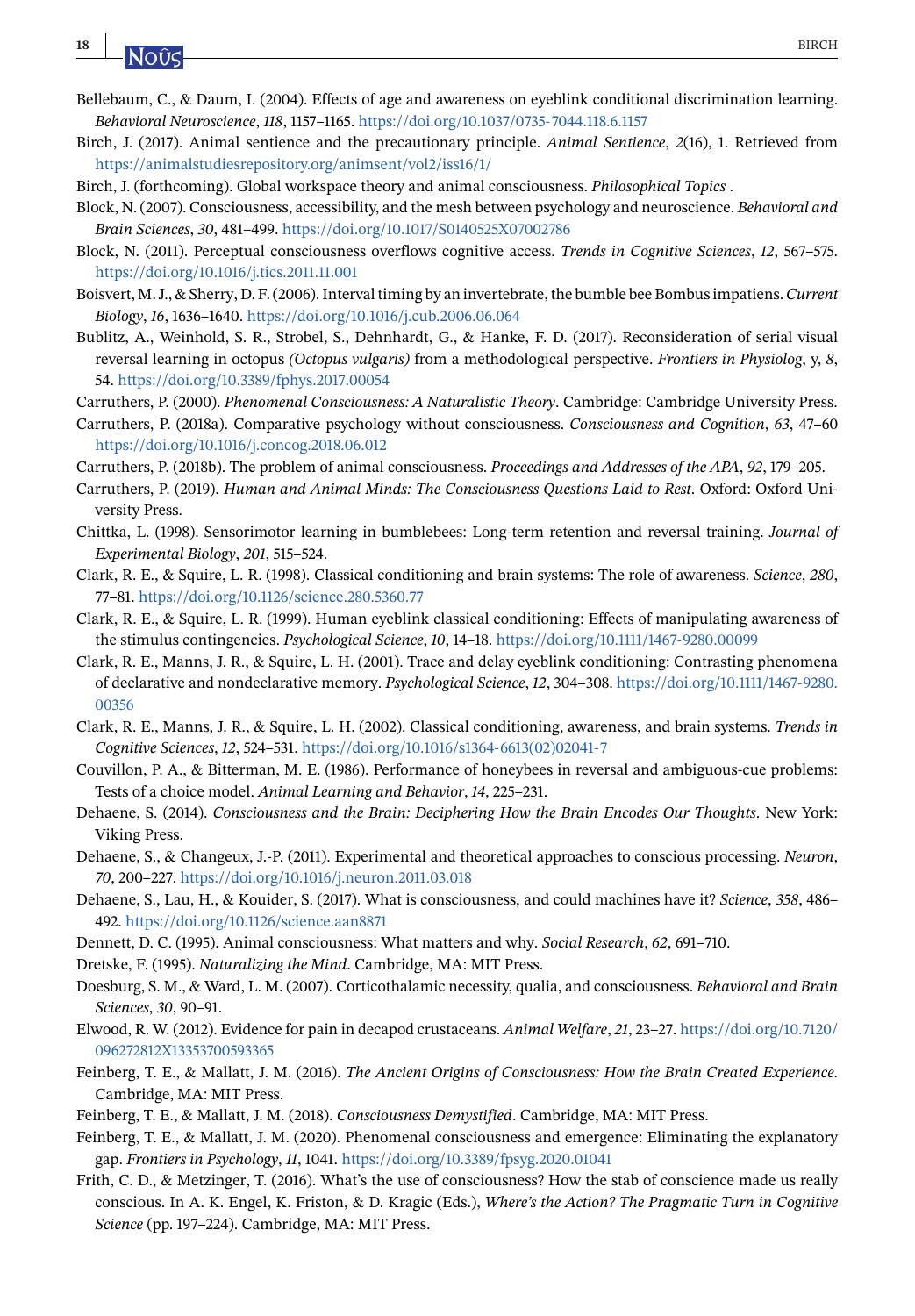Bellebaum, C., & Daum, I. (2004). Effects of age and awareness on eyeblink conditional discrimination learning. *Behavioral Neuroscience*, *118*, 1157–1165. https://doi.org/10.1037/0735-7044.118.6.1157

Birch, J. (2017). Animal sentience and the precautionary principle. *Animal Sentience*, *2*(16), 1. Retrieved from https://animalstudiesrepository.org/animsent/vol2/iss16/1/

Birch, J. (forthcoming). Global workspace theory and animal consciousness. *Philosophical Topics* .

Block, N. (2007). Consciousness, accessibility, and the mesh between psychology and neuroscience. *Behavioral and Brain Sciences*, *30*, 481–499. https://doi.org/10.1017/S0140525X07002786

Block, N. (2011). Perceptual consciousness overflows cognitive access. *Trends in Cognitive Sciences*, *12*, 567–575. https://doi.org/10.1016/j.tics.2011.11.001

Boisvert, M. J., & Sherry, D. F. (2006). Interval timing by an invertebrate, the bumble bee Bombus impatiens. *Current Biology*, *16*, 1636–1640. https://doi.org/10.1016/j.cub.2006.06.064

Bublitz, A., Weinhold, S. R., Strobel, S., Dehnhardt, G., & Hanke, F. D. (2017). Reconsideration of serial visual reversal learning in octopus *(Octopus vulgaris)* from a methodological perspective. *Frontiers in Physiolog*, y, *8*, 54. https://doi.org/10.3389/fphys.2017.00054

Carruthers, P. (2000). *Phenomenal Consciousness: A Naturalistic Theory*. Cambridge: Cambridge University Press.

Carruthers, P. (2018a). Comparative psychology without consciousness. *Consciousness and Cognition*, *63*, 47–60 https://doi.org/10.1016/j.concog.2018.06.012

Carruthers, P. (2018b). The problem of animal consciousness. *Proceedings and Addresses of the APA*, *92*, 179–205.

Carruthers, P. (2019). *Human and Animal Minds: The Consciousness Questions Laid to Rest*. Oxford: Oxford University Press.

Chittka, L. (1998). Sensorimotor learning in bumblebees: Long-term retention and reversal training. *Journal of Experimental Biology*, *201*, 515–524.

Clark, R. E., & Squire, L. R. (1998). Classical conditioning and brain systems: The role of awareness. *Science*, *280*, 77–81. https://doi.org/10.1126/science.280.5360.77

Clark, R. E., & Squire, L. R. (1999). Human eyeblink classical conditioning: Effects of manipulating awareness of the stimulus contingencies. *Psychological Science*, *10*, 14–18. https://doi.org/10.1111/1467-9280.00099

Clark, R. E., Manns, J. R., & Squire, L. H. (2001). Trace and delay eyeblink conditioning: Contrasting phenomena of declarative and nondeclarative memory. *Psychological Science*, *12*, 304–308. https://doi.org/10.1111/1467-9280.00356

Clark, R. E., Manns, J. R., & Squire, L. H. (2002). Classical conditioning, awareness, and brain systems. *Trends in Cognitive Sciences*, *12*, 524–531. https://doi.org/10.1016/s1364-6613(02)02041-7

Couvillon, P. A., & Bitterman, M. E. (1986). Performance of honeybees in reversal and ambiguous-cue problems: Tests of a choice model. *Animal Learning and Behavior*, *14*, 225–231.

Dehaene, S. (2014). *Consciousness and the Brain: Deciphering How the Brain Encodes Our Thoughts*. New York: Viking Press.

Dehaene, S., & Changeux, J.-P. (2011). Experimental and theoretical approaches to conscious processing. *Neuron*, *70*, 200–227. https://doi.org/10.1016/j.neuron.2011.03.018

Dehaene, S., Lau, H., & Kouider, S. (2017). What is consciousness, and could machines have it? *Science*, *358*, 486–492. https://doi.org/10.1126/science.aan8871

Dennett, D. C. (1995). Animal consciousness: What matters and why. *Social Research*, *62*, 691–710.

Dretske, F. (1995). *Naturalizing the Mind*. Cambridge, MA: MIT Press.

Doesburg, S. M., & Ward, L. M. (2007). Corticothalamic necessity, qualia, and consciousness. *Behavioral and Brain Sciences*, *30*, 90–91.

Elwood, R. W. (2012). Evidence for pain in decapod crustaceans. *Animal Welfare*, *21*, 23–27. https://doi.org/10.7120/096272812X13353700593365

Feinberg, T. E., & Mallatt, J. M. (2016). *The Ancient Origins of Consciousness: How the Brain Created Experience*. Cambridge, MA: MIT Press.

Feinberg, T. E., & Mallatt, J. M. (2018). *Consciousness Demystified*. Cambridge, MA: MIT Press.

Feinberg, T. E., & Mallatt, J. M. (2020). Phenomenal consciousness and emergence: Eliminating the explanatory gap. *Frontiers in Psychology*, *11*, 1041. https://doi.org/10.3389/fpsyg.2020.01041

Frith, C. D., & Metzinger, T. (2016). What's the use of consciousness? How the stab of conscience made us really conscious. In A. K. Engel, K. Friston, & D. Kragic (Eds.), *Where's the Action? The Pragmatic Turn in Cognitive Science* (pp. 197–224). Cambridge, MA: MIT Press.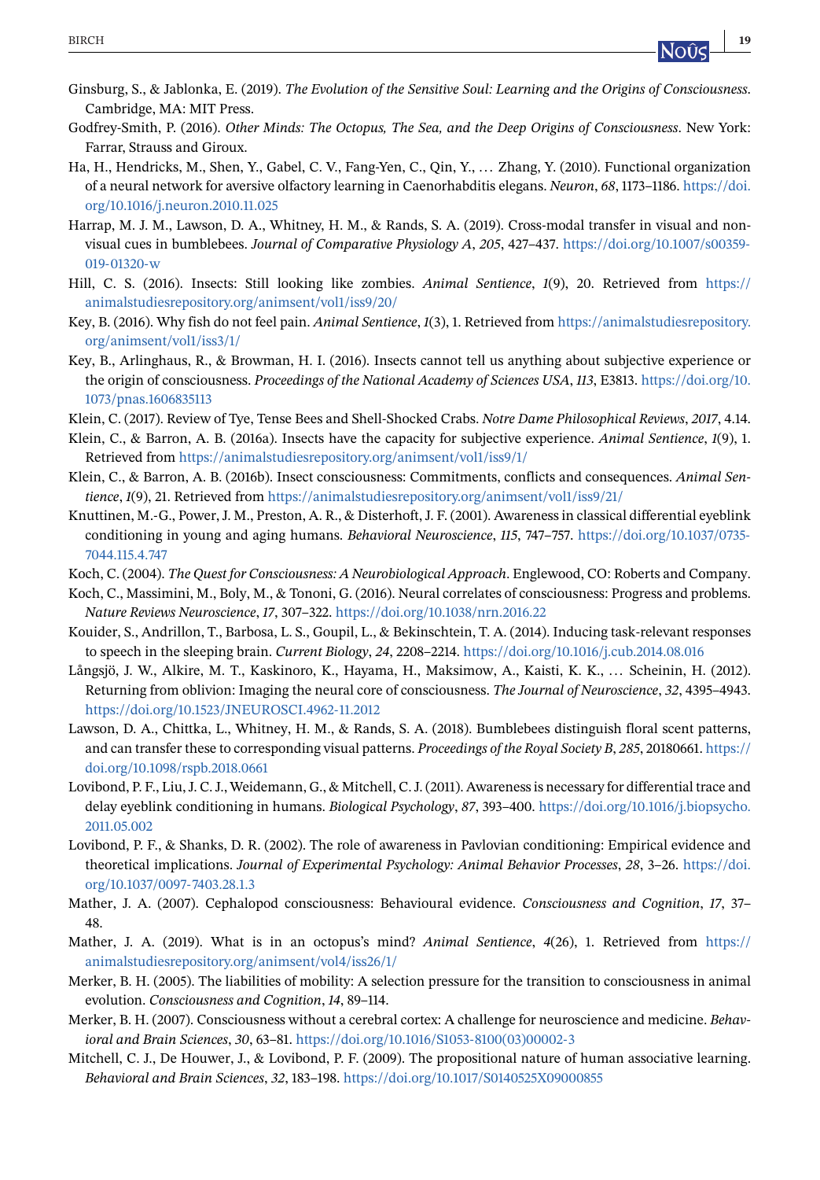Ginsburg, S., & Jablonka, E. (2019). *The Evolution of the Sensitive Soul: Learning and the Origins of Consciousness*. Cambridge, MA: MIT Press.

Godfrey-Smith, P. (2016). *Other Minds: The Octopus, The Sea, and the Deep Origins of Consciousness*. New York: Farrar, Strauss and Giroux.

Ha, H., Hendricks, M., Shen, Y., Gabel, C. V., Fang-Yen, C., Qin, Y., … Zhang, Y. (2010). Functional organization of a neural network for aversive olfactory learning in Caenorhabditis elegans. *Neuron*, *68*, 1173–1186. https://doi.org/10.1016/j.neuron.2010.11.025

Harrap, M. J. M., Lawson, D. A., Whitney, H. M., & Rands, S. A. (2019). Cross-modal transfer in visual and non-visual cues in bumblebees. *Journal of Comparative Physiology A*, *205*, 427–437. https://doi.org/10.1007/s00359-019-01320-w

Hill, C. S. (2016). Insects: Still looking like zombies. *Animal Sentience*, *1*(9), 20. Retrieved from https://animalstudiesrepository.org/animsent/vol1/iss9/20/

Key, B. (2016). Why fish do not feel pain. *Animal Sentience*, *1*(3), 1. Retrieved from https://animalstudiesrepository.org/animsent/vol1/iss3/1/

Key, B., Arlinghaus, R., & Browman, H. I. (2016). Insects cannot tell us anything about subjective experience or the origin of consciousness. *Proceedings of the National Academy of Sciences USA*, *113*, E3813. https://doi.org/10.1073/pnas.1606835113

Klein, C. (2017). Review of Tye, Tense Bees and Shell-Shocked Crabs. *Notre Dame Philosophical Reviews*, *2017*, 4.14.

Klein, C., & Barron, A. B. (2016a). Insects have the capacity for subjective experience. *Animal Sentience*, *1*(9), 1. Retrieved from https://animalstudiesrepository.org/animsent/vol1/iss9/1/

Klein, C., & Barron, A. B. (2016b). Insect consciousness: Commitments, conflicts and consequences. *Animal Sentience*, *1*(9), 21. Retrieved from https://animalstudiesrepository.org/animsent/vol1/iss9/21/

Knuttinen, M.-G., Power, J. M., Preston, A. R., & Disterhoft, J. F. (2001). Awareness in classical differential eyeblink conditioning in young and aging humans. *Behavioral Neuroscience*, *115*, 747–757. https://doi.org/10.1037/0735-7044.115.4.747

Koch, C. (2004). *The Quest for Consciousness: A Neurobiological Approach*. Englewood, CO: Roberts and Company.

Koch, C., Massimini, M., Boly, M., & Tononi, G. (2016). Neural correlates of consciousness: Progress and problems. *Nature Reviews Neuroscience*, *17*, 307–322. https://doi.org/10.1038/nrn.2016.22

Kouider, S., Andrillon, T., Barbosa, L. S., Goupil, L., & Bekinschtein, T. A. (2014). Inducing task-relevant responses to speech in the sleeping brain. *Current Biology*, *24*, 2208–2214. https://doi.org/10.1016/j.cub.2014.08.016

Långsjö, J. W., Alkire, M. T., Kaskinoro, K., Hayama, H., Maksimow, A., Kaisti, K. K., … Scheinin, H. (2012). Returning from oblivion: Imaging the neural core of consciousness. *The Journal of Neuroscience*, *32*, 4395–4943. https://doi.org/10.1523/JNEUROSCI.4962-11.2012

Lawson, D. A., Chittka, L., Whitney, H. M., & Rands, S. A. (2018). Bumblebees distinguish floral scent patterns, and can transfer these to corresponding visual patterns. *Proceedings of the Royal Society B*, *285*, 20180661. https://doi.org/10.1098/rspb.2018.0661

Lovibond, P. F., Liu, J. C. J., Weidemann, G., & Mitchell, C. J. (2011). Awareness is necessary for differential trace and delay eyeblink conditioning in humans. *Biological Psychology*, *87*, 393–400. https://doi.org/10.1016/j.biopsycho.2011.05.002

Lovibond, P. F., & Shanks, D. R. (2002). The role of awareness in Pavlovian conditioning: Empirical evidence and theoretical implications. *Journal of Experimental Psychology: Animal Behavior Processes*, *28*, 3–26. https://doi.org/10.1037/0097-7403.28.1.3

Mather, J. A. (2007). Cephalopod consciousness: Behavioural evidence. *Consciousness and Cognition*, *17*, 37–48.

Mather, J. A. (2019). What is in an octopus's mind? *Animal Sentience*, *4*(26), 1. Retrieved from https://animalstudiesrepository.org/animsent/vol4/iss26/1/

Merker, B. H. (2005). The liabilities of mobility: A selection pressure for the transition to consciousness in animal evolution. *Consciousness and Cognition*, *14*, 89–114.

Merker, B. H. (2007). Consciousness without a cerebral cortex: A challenge for neuroscience and medicine. *Behavioral and Brain Sciences*, *30*, 63–81. https://doi.org/10.1016/S1053-8100(03)00002-3

Mitchell, C. J., De Houwer, J., & Lovibond, P. F. (2009). The propositional nature of human associative learning. *Behavioral and Brain Sciences*, *32*, 183–198. https://doi.org/10.1017/S0140525X09000855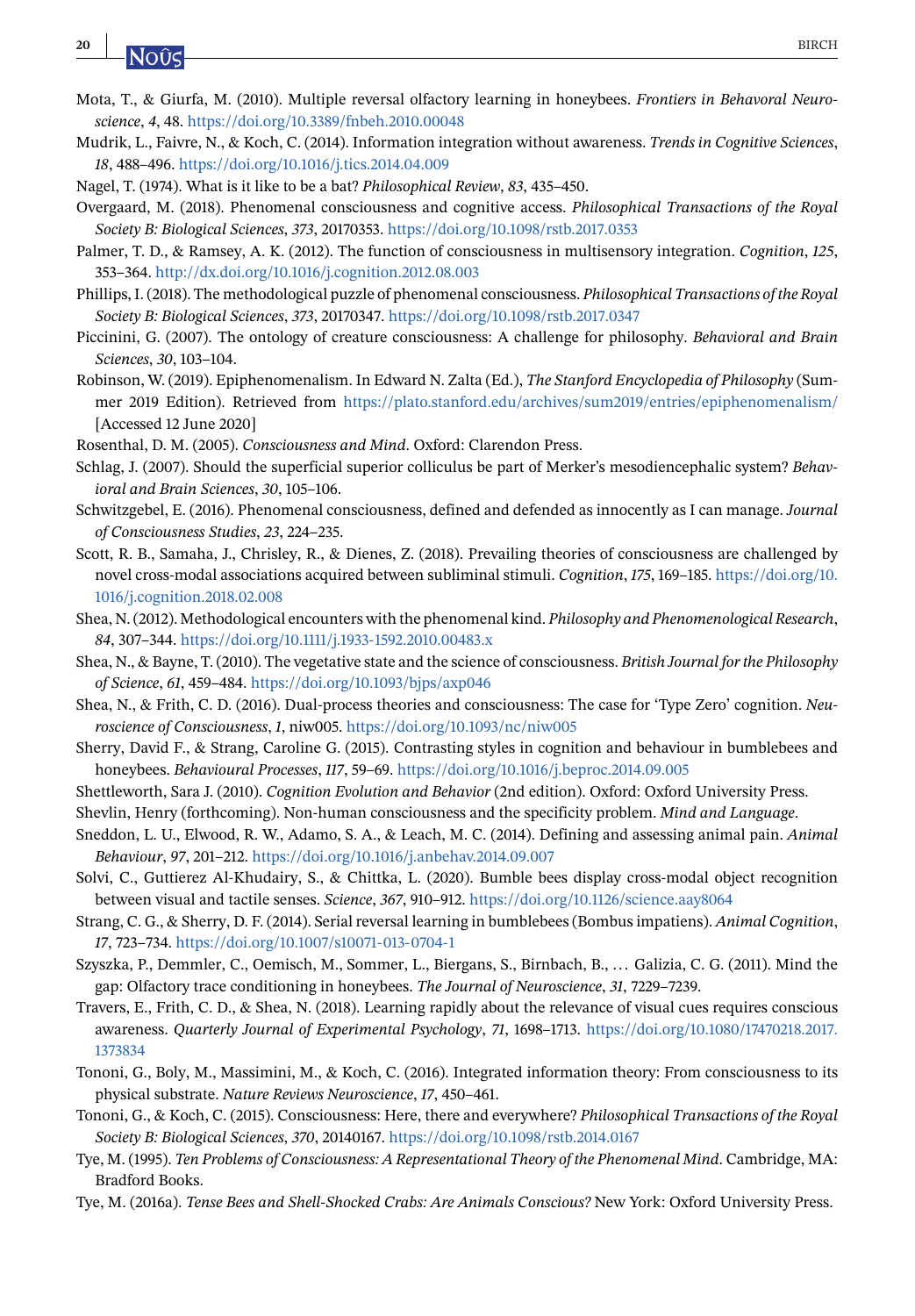Mota, T., & Giurfa, M. (2010). Multiple reversal olfactory learning in honeybees. *Frontiers in Behavioral Neuroscience*, *4*, 48. https://doi.org/10.3389/fnbeh.2010.00048

Mudrik, L., Faivre, N., & Koch, C. (2014). Information integration without awareness. *Trends in Cognitive Sciences*, *18*, 488–496. https://doi.org/10.1016/j.tics.2014.04.009

Nagel, T. (1974). What is it like to be a bat? *Philosophical Review*, *83*, 435–450.

Overgaard, M. (2018). Phenomenal consciousness and cognitive access. *Philosophical Transactions of the Royal Society B: Biological Sciences*, *373*, 20170353. https://doi.org/10.1098/rstb.2017.0353

Palmer, T. D., & Ramsey, A. K. (2012). The function of consciousness in multisensory integration. *Cognition*, *125*, 353–364. http://dx.doi.org/10.1016/j.cognition.2012.08.003

Phillips, I. (2018). The methodological puzzle of phenomenal consciousness. *Philosophical Transactions of the Royal Society B: Biological Sciences*, *373*, 20170347. https://doi.org/10.1098/rstb.2017.0347

Piccinini, G. (2007). The ontology of creature consciousness: A challenge for philosophy. *Behavioral and Brain Sciences*, *30*, 103–104.

Robinson, W. (2019). Epiphenomenalism. In Edward N. Zalta (Ed.), *The Stanford Encyclopedia of Philosophy* (Summer 2019 Edition). Retrieved from https://plato.stanford.edu/archives/sum2019/entries/epiphenomenalism/ [Accessed 12 June 2020]

Rosenthal, D. M. (2005). *Consciousness and Mind*. Oxford: Clarendon Press.

Schlag, J. (2007). Should the superficial superior colliculus be part of Merker's mesodiencephalic system? *Behavioral and Brain Sciences*, *30*, 105–106.

Schwitzgebel, E. (2016). Phenomenal consciousness, defined and defended as innocently as I can manage. *Journal of Consciousness Studies*, *23*, 224–235.

Scott, R. B., Samaha, J., Chrisley, R., & Dienes, Z. (2018). Prevailing theories of consciousness are challenged by novel cross-modal associations acquired between subliminal stimuli. *Cognition*, *175*, 169–185. https://doi.org/10.1016/j.cognition.2018.02.008

Shea, N. (2012). Methodological encounters with the phenomenal kind. *Philosophy and Phenomenological Research*, *84*, 307–344. https://doi.org/10.1111/j.1933-1592.2010.00483.x

Shea, N., & Bayne, T. (2010). The vegetative state and the science of consciousness. *British Journal for the Philosophy of Science*, *61*, 459–484. https://doi.org/10.1093/bjps/axp046

Shea, N., & Frith, C. D. (2016). Dual-process theories and consciousness: The case for 'Type Zero' cognition. *Neuroscience of Consciousness*, *1*, niw005. https://doi.org/10.1093/nc/niw005

Sherry, David F., & Strang, Caroline G. (2015). Contrasting styles in cognition and behaviour in bumblebees and honeybees. *Behavioural Processes*, *117*, 59–69. https://doi.org/10.1016/j.beproc.2014.09.005

Shettleworth, Sara J. (2010). *Cognition Evolution and Behavior* (2nd edition). Oxford: Oxford University Press.

Shevlin, Henry (forthcoming). Non-human consciousness and the specificity problem. *Mind and Language*.

Sneddon, L. U., Elwood, R. W., Adamo, S. A., & Leach, M. C. (2014). Defining and assessing animal pain. *Animal Behaviour*, *97*, 201–212. https://doi.org/10.1016/j.anbehav.2014.09.007

Solvi, C., Guttierez Al-Khudairy, S., & Chittka, L. (2020). Bumble bees display cross-modal object recognition between visual and tactile senses. *Science*, *367*, 910–912. https://doi.org/10.1126/science.aay8064

Strang, C. G., & Sherry, D. F. (2014). Serial reversal learning in bumblebees (Bombus impatiens). *Animal Cognition*, *17*, 723–734. https://doi.org/10.1007/s10071-013-0704-1

Szyszka, P., Demmler, C., Oemisch, M., Sommer, L., Biergans, S., Birnbach, B., … Galizia, C. G. (2011). Mind the gap: Olfactory trace conditioning in honeybees. *The Journal of Neuroscience*, *31*, 7229–7239.

Travers, E., Frith, C. D., & Shea, N. (2018). Learning rapidly about the relevance of visual cues requires conscious awareness. *Quarterly Journal of Experimental Psychology*, *71*, 1698–1713. https://doi.org/10.1080/17470218.2017.1373834

Tononi, G., Boly, M., Massimini, M., & Koch, C. (2016). Integrated information theory: From consciousness to its physical substrate. *Nature Reviews Neuroscience*, *17*, 450–461.

Tononi, G., & Koch, C. (2015). Consciousness: Here, there and everywhere? *Philosophical Transactions of the Royal Society B: Biological Sciences*, *370*, 20140167. https://doi.org/10.1098/rstb.2014.0167

Tye, M. (1995). *Ten Problems of Consciousness: A Representational Theory of the Phenomenal Mind*. Cambridge, MA: Bradford Books.

Tye, M. (2016a). *Tense Bees and Shell-Shocked Crabs: Are Animals Conscious?* New York: Oxford University Press.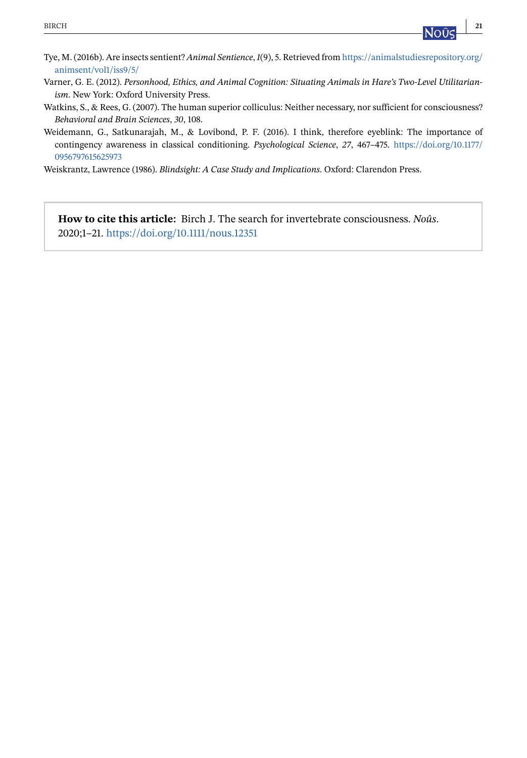Tye, M. (2016b). Are insects sentient? *Animal Sentience*, *1*(9), 5. Retrieved from https://animalstudiesrepository.org/animsent/vol1/iss9/5/

Varner, G. E. (2012). *Personhood, Ethics, and Animal Cognition: Situating Animals in Hare's Two-Level Utilitarianism*. New York: Oxford University Press.

Watkins, S., & Rees, G. (2007). The human superior colliculus: Neither necessary, nor sufficient for consciousness? *Behavioral and Brain Sciences*, *30*, 108.

Weidemann, G., Satkunarajah, M., & Lovibond, P. F. (2016). I think, therefore eyeblink: The importance of contingency awareness in classical conditioning. *Psychological Science*, *27*, 467–475. https://doi.org/10.1177/0956797615625973

Weiskrantz, Lawrence (1986). *Blindsight: A Case Study and Implications*. Oxford: Clarendon Press.

**How to cite this article:** Birch J. The search for invertebrate consciousness. *Noûs*. 2020;1–21. https://doi.org/10.1111/nous.12351